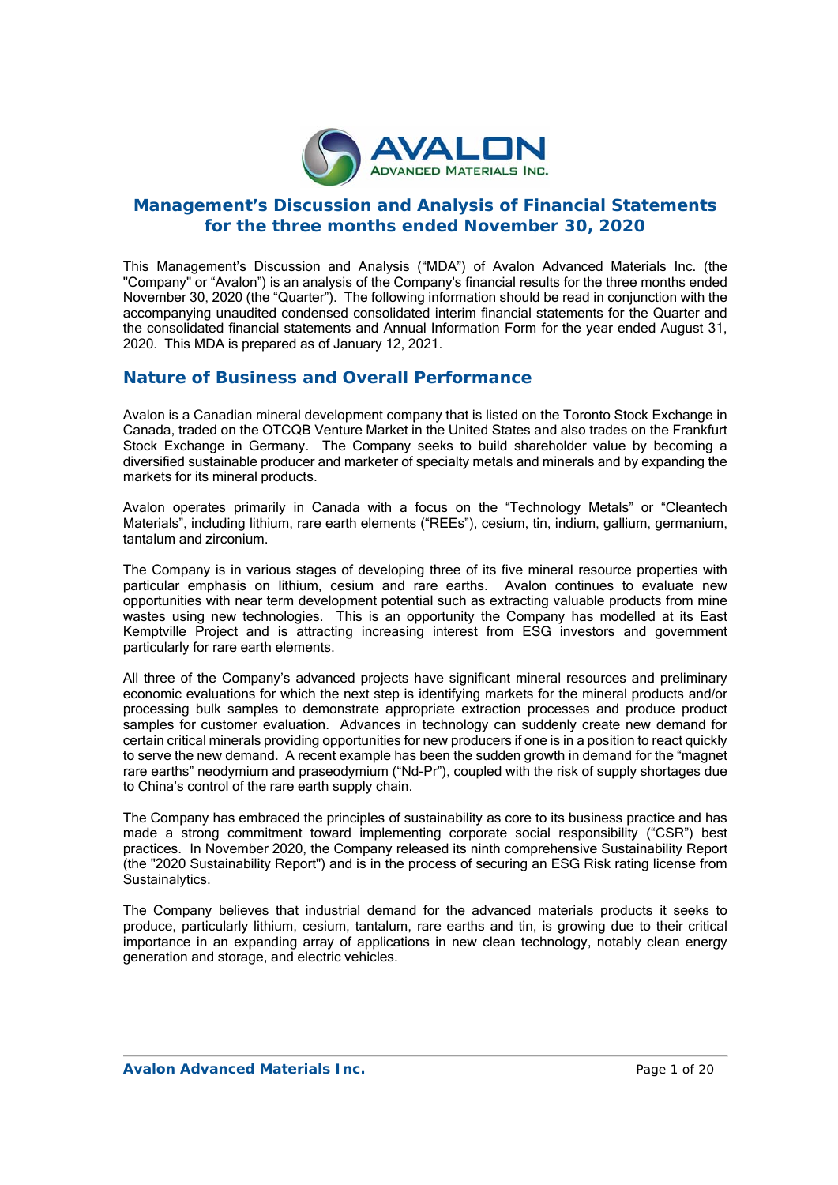# Management's Discussion and Analysis of Financial Statements for the three months ended November 30, 2020

This Management's Discussion and Analysis ("MDA") of Avalon Advanced Materials Inc. (the "Company" or "Avalon") is an analysis of the Company's financial results for the three months ended November 30, 2020 (the "Quarter"). The following information should be read in conjunction with the accompanying unaudited condensed consolidated interim financial statements for the Quarter and the consolidated financial statements and Annual Information Form for the year ended August 31, 2020. This MDA is prepared as of January 12, 2021.

## Nature of Business and Overall Performance

Avalon is a Canadian mineral development company that is listed on the Toronto Stock Exchange in Canada, traded on the OTCQB Venture Market in the United States and also trades on the Frankfurt Stock Exchange in Germany. The Company seeks to build shareholder value by becoming a diversified sustainable producer and marketer of specialty metals and minerals and by expanding the markets for its mineral products.

Avalon operates primarily in Canada with a focus on the "Technology Metals" or "Cleantech Materials", including lithium, rare earth elements ("REEs"), cesium, tin, indium, gallium, germanium, tantalum and zirconium.

The Company is in various stages of developing three of its five mineral resource properties with particular emphasis on lithium, cesium and rare earths. Avalon continues to evaluate new opportunities with near term development potential such as extracting valuable products from mine wastes using new technologies. This is an opportunity the Company has modelled at its East Kemptville Project and is attracting increasing interest from ESG investors and government particularly for rare earth elements.

All three of the Company's advanced projects have significant mineral resources and preliminary economic evaluations for which the next step is identifying markets for the mineral products and/or processing bulk samples to demonstrate appropriate extraction processes and produce product samples for customer evaluation. Advances in technology can suddenly create new demand for certain critical minerals providing opportunities for new producers if one is in a position to react quickly to serve the new demand. A recent example has been the sudden growth in demand for the "magnet rare earths" neodymium and praseodymium ("Nd-Pr"), coupled with the risk of supply shortages due to China's control of the rare earth supply chain.

The Company has embraced the principles of sustainability as core to its business practice and has made a strong commitment toward implementing corporate social responsibility ("CSR") best practices. In November 2020, the Company released its ninth comprehensive Sustainability Report (the "2020 Sustainability Report") and is in the process of securing an ESG Risk rating license from Sustainalytics.

The Company believes that industrial demand for the advanced materials products it seeks to produce, particularly lithium, cesium, tantalum, rare earths and tin, is growing due to their critical importance in an expanding array of applications in new clean technology, notably clean energy generation and storage, and electric vehicles.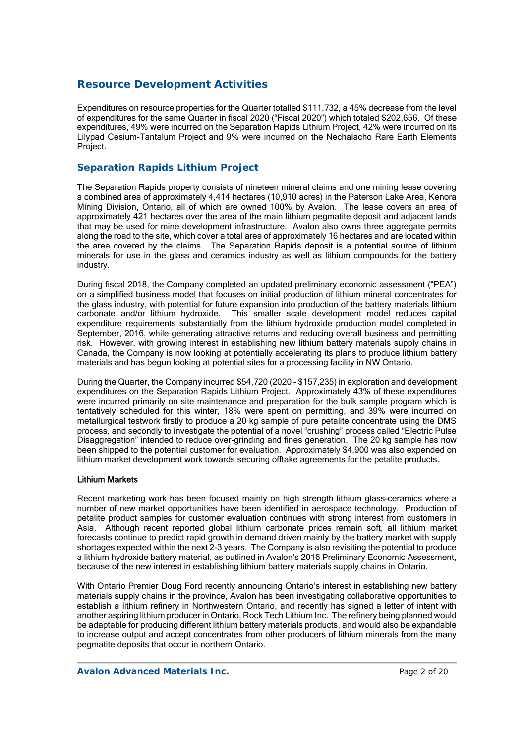## Resource Development Activities

Expenditures on resource properties for the Quarter totalled $111,732, a 45% decrease from the level of expenditures for the same Quarter in fiscal 2020 ("Fiscal 2020") which totaled $202,656. Of these expenditures, 49% were incurred on the Separation Rapids Lithium Project, 42% were incurred on its Lilypad Cesium-Tantalum Project and 9% were incurred on the Nechalacho Rare Earth Elements Project.

## Separation Rapids Lithium Project

The Separation Rapids property consists of nineteen mineral claims and one mining lease covering a combined area of approximately 4,414 hectares (10,910 acres) in the Paterson Lake Area, Kenora Mining Division, Ontario, all of which are owned 100% by Avalon. The lease covers an area of approximately 421 hectares over the area of the main lithium pegmatite deposit and adjacent lands that may be used for mine development infrastructure. Avalon also owns three aggregate permits along the road to the site, which cover a total area of approximately 16 hectares and are located within the area covered by the claims. The Separation Rapids deposit is a potential source of lithium minerals for use in the glass and ceramics industry as well as lithium compounds for the battery industry.

During fiscal 2018, the Company completed an updated preliminary economic assessment ("PEA") on a simplified business model that focuses on initial production of lithium mineral concentrates for the glass industry, with potential for future expansion into production of the battery materials lithium carbonate and/or lithium hydroxide. This smaller scale development model reduces capital expenditure requirements substantially from the lithium hydroxide production model completed in September, 2016, while generating attractive returns and reducing overall business and permitting risk. However, with growing interest in establishing new lithium battery materials supply chains in Canada, the Company is now looking at potentially accelerating its plans to produce lithium battery materials and has begun looking at potential sites for a processing facility in NW Ontario.

During the Quarter, the Company incurred $54,720 (2020 - $157,235) in exploration and development expenditures on the Separation Rapids Lithium Project. Approximately 43% of these expenditures were incurred primarily on site maintenance and preparation for the bulk sample program which is tentatively scheduled for this winter, 18% were spent on permitting, and 39% were incurred on metallurgical testwork firstly to produce a 20 kg sample of pure petalite concentrate using the DMS process, and secondly to investigate the potential of a novel "crushing" process called "Electric Pulse Disaggregation" intended to reduce over-grinding and fines generation. The 20 kg sample has now been shipped to the potential customer for evaluation. Approximately $4,900 was also expended on lithium market development work towards securing offtake agreements for the petalite products.

### Lithium Markets

Recent marketing work has been focused mainly on high strength lithium glass-ceramics where a number of new market opportunities have been identified in aerospace technology. Production of petalite product samples for customer evaluation continues with strong interest from customers in Asia. Although recent reported global lithium carbonate prices remain soft, all lithium market forecasts continue to predict rapid growth in demand driven mainly by the battery market with supply shortages expected within the next 2-3 years. The Company is also revisiting the potential to produce a lithium hydroxide battery material, as outlined in Avalon's 2016 Preliminary Economic Assessment, because of the new interest in establishing lithium battery materials supply chains in Ontario.

With Ontario Premier Doug Ford recently announcing Ontario's interest in establishing new battery materials supply chains in the province, Avalon has been investigating collaborative opportunities to establish a lithium refinery in Northwestern Ontario, and recently has signed a letter of intent with another aspiring lithium producer in Ontario, Rock Tech Lithium Inc. The refinery being planned would be adaptable for producing different lithium battery materials products, and would also be expandable to increase output and accept concentrates from other producers of lithium minerals from the many pegmatite deposits that occur in northern Ontario.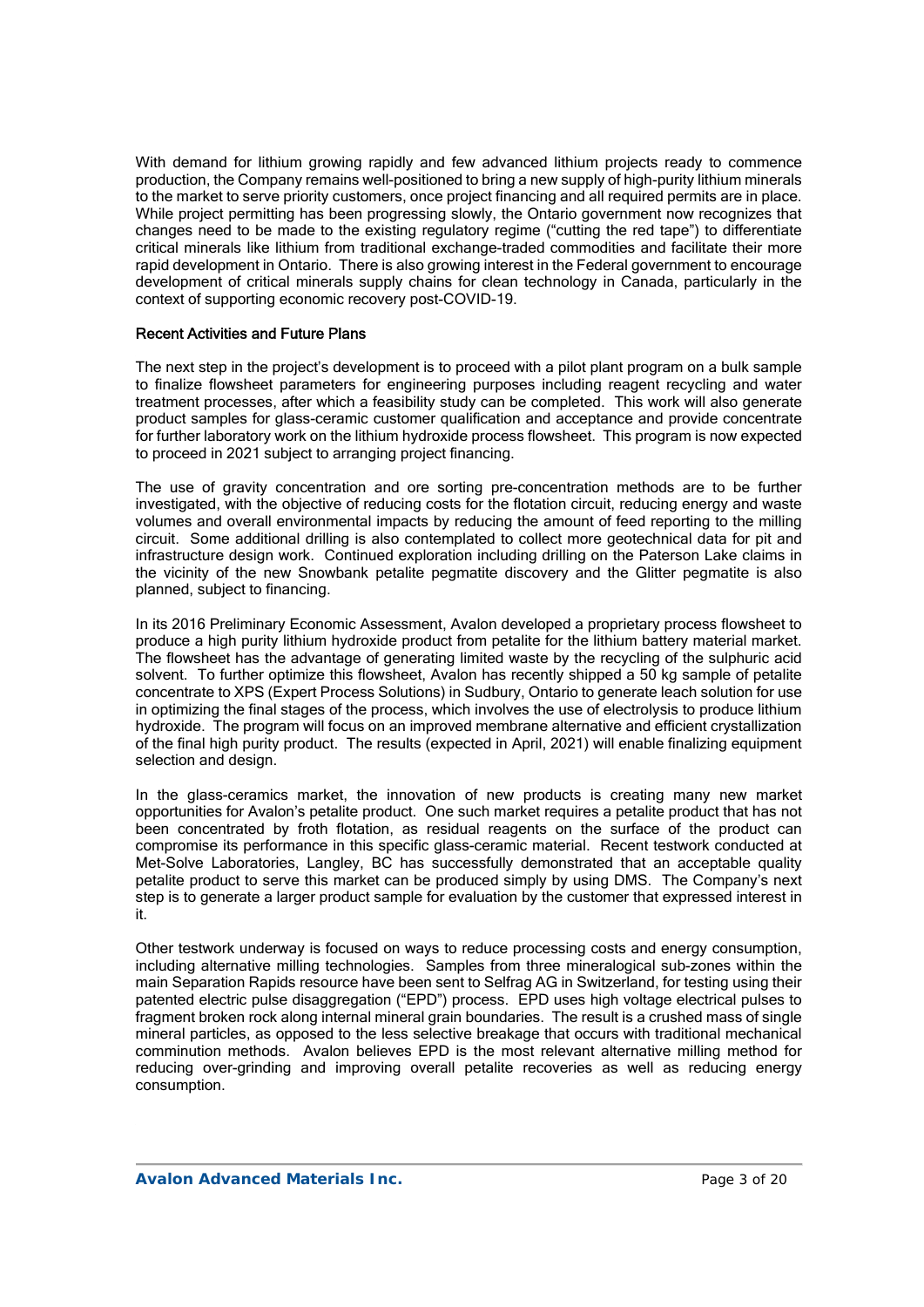With demand for lithium growing rapidly and few advanced lithium projects ready to commence production, the Company remains well-positioned to bring a new supply of high-purity lithium minerals to the market to serve priority customers, once project financing and all required permits are in place. While project permitting has been progressing slowly, the Ontario government now recognizes that changes need to be made to the existing regulatory regime ("cutting the red tape") to differentiate critical minerals like lithium from traditional exchange-traded commodities and facilitate their more rapid development in Ontario. There is also growing interest in the Federal government to encourage development of critical minerals supply chains for clean technology in Canada, particularly in the context of supporting economic recovery post-COVID-19.

### Recent Activities and Future Plans

The next step in the project's development is to proceed with a pilot plant program on a bulk sample to finalize flowsheet parameters for engineering purposes including reagent recycling and water treatment processes, after which a feasibility study can be completed. This work will also generate product samples for glass-ceramic customer qualification and acceptance and provide concentrate for further laboratory work on the lithium hydroxide process flowsheet. This program is now expected to proceed in 2021 subject to arranging project financing.

The use of gravity concentration and ore sorting pre-concentration methods are to be further investigated, with the objective of reducing costs for the flotation circuit, reducing energy and waste volumes and overall environmental impacts by reducing the amount of feed reporting to the milling circuit. Some additional drilling is also contemplated to collect more geotechnical data for pit and infrastructure design work. Continued exploration including drilling on the Paterson Lake claims in the vicinity of the new Snowbank petalite pegmatite discovery and the Glitter pegmatite is also planned, subject to financing.

In its 2016 Preliminary Economic Assessment, Avalon developed a proprietary process flowsheet to produce a high purity lithium hydroxide product from petalite for the lithium battery material market. The flowsheet has the advantage of generating limited waste by the recycling of the sulphuric acid solvent. To further optimize this flowsheet, Avalon has recently shipped a 50 kg sample of petalite concentrate to XPS (Expert Process Solutions) in Sudbury, Ontario to generate leach solution for use in optimizing the final stages of the process, which involves the use of electrolysis to produce lithium hydroxide. The program will focus on an improved membrane alternative and efficient crystallization of the final high purity product. The results (expected in April, 2021) will enable finalizing equipment selection and design.

In the glass-ceramics market, the innovation of new products is creating many new market opportunities for Avalon's petalite product. One such market requires a petalite product that has not been concentrated by froth flotation, as residual reagents on the surface of the product can compromise its performance in this specific glass-ceramic material. Recent testwork conducted at Met-Solve Laboratories, Langley, BC has successfully demonstrated that an acceptable quality petalite product to serve this market can be produced simply by using DMS. The Company's next step is to generate a larger product sample for evaluation by the customer that expressed interest in it.

Other testwork underway is focused on ways to reduce processing costs and energy consumption, including alternative milling technologies. Samples from three mineralogical sub-zones within the main Separation Rapids resource have been sent to Selfrag AG in Switzerland, for testing using their patented electric pulse disaggregation ("EPD") process. EPD uses high voltage electrical pulses to fragment broken rock along internal mineral grain boundaries. The result is a crushed mass of single mineral particles, as opposed to the less selective breakage that occurs with traditional mechanical comminution methods. Avalon believes EPD is the most relevant alternative milling method for reducing over-grinding and improving overall petalite recoveries as well as reducing energy consumption.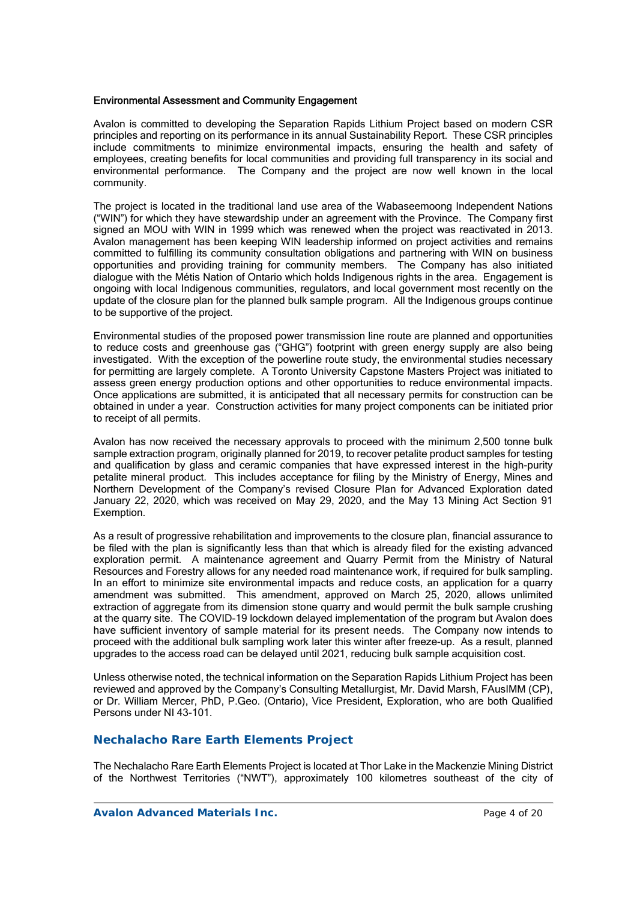#### Environmental Assessment and Community Engagement

Avalon is committed to developing the Separation Rapids Lithium Project based on modern CSR principles and reporting on its performance in its annual Sustainability Report. These CSR principles include commitments to minimize environmental impacts, ensuring the health and safety of employees, creating benefits for local communities and providing full transparency in its social and environmental performance. The Company and the project are now well known in the local community.

The project is located in the traditional land use area of the Wabaseemoong Independent Nations ("WIN") for which they have stewardship under an agreement with the Province. The Company first signed an MOU with WIN in 1999 which was renewed when the project was reactivated in 2013. Avalon management has been keeping WIN leadership informed on project activities and remains committed to fulfilling its community consultation obligations and partnering with WIN on business opportunities and providing training for community members. The Company has also initiated dialogue with the Métis Nation of Ontario which holds Indigenous rights in the area. Engagement is ongoing with local Indigenous communities, regulators, and local government most recently on the update of the closure plan for the planned bulk sample program. All the Indigenous groups continue to be supportive of the project.

Environmental studies of the proposed power transmission line route are planned and opportunities to reduce costs and greenhouse gas ("GHG") footprint with green energy supply are also being investigated. With the exception of the powerline route study, the environmental studies necessary for permitting are largely complete. A Toronto University Capstone Masters Project was initiated to assess green energy production options and other opportunities to reduce environmental impacts. Once applications are submitted, it is anticipated that all necessary permits for construction can be obtained in under a year. Construction activities for many project components can be initiated prior to receipt of all permits.

Avalon has now received the necessary approvals to proceed with the minimum 2,500 tonne bulk sample extraction program, originally planned for 2019, to recover petalite product samples for testing and qualification by glass and ceramic companies that have expressed interest in the high-purity petalite mineral product. This includes acceptance for filing by the Ministry of Energy, Mines and Northern Development of the Company's revised Closure Plan for Advanced Exploration dated January 22, 2020, which was received on May 29, 2020, and the May 13 Mining Act Section 91 Exemption.

As a result of progressive rehabilitation and improvements to the closure plan, financial assurance to be filed with the plan is significantly less than that which is already filed for the existing advanced exploration permit. A maintenance agreement and Quarry Permit from the Ministry of Natural Resources and Forestry allows for any needed road maintenance work, if required for bulk sampling. In an effort to minimize site environmental impacts and reduce costs, an application for a quarry amendment was submitted. This amendment, approved on March 25, 2020, allows unlimited extraction of aggregate from its dimension stone quarry and would permit the bulk sample crushing at the quarry site. The COVID-19 lockdown delayed implementation of the program but Avalon does have sufficient inventory of sample material for its present needs. The Company now intends to proceed with the additional bulk sampling work later this winter after freeze-up. As a result, planned upgrades to the access road can be delayed until 2021, reducing bulk sample acquisition cost.

Unless otherwise noted, the technical information on the Separation Rapids Lithium Project has been reviewed and approved by the Company's Consulting Metallurgist, Mr. David Marsh, FAusIMM (CP), or Dr. William Mercer, PhD, P.Geo. (Ontario), Vice President, Exploration, who are both Qualified Persons under NI 43-101.

## Nechalacho Rare Earth Elements Project

The Nechalacho Rare Earth Elements Project is located at Thor Lake in the Mackenzie Mining District of the Northwest Territories ("NWT"), approximately 100 kilometres southeast of the city of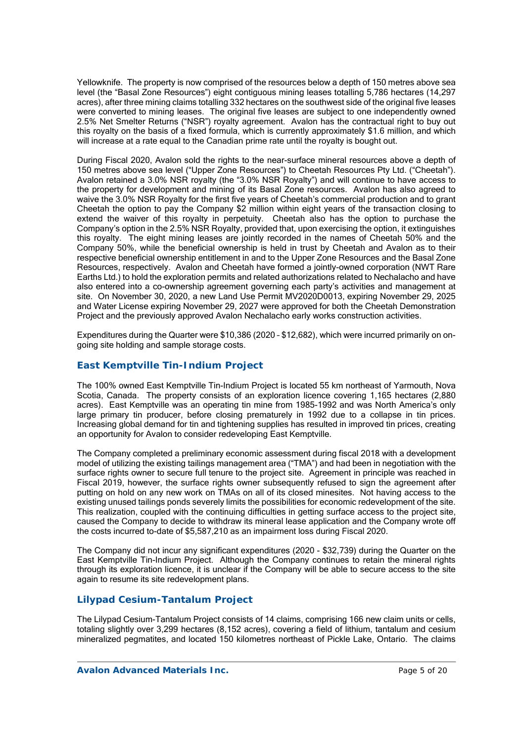Yellowknife. The property is now comprised of the resources below a depth of 150 metres above sea level (the "Basal Zone Resources") eight contiguous mining leases totalling 5,786 hectares (14,297 acres), after three mining claims totalling 332 hectares on the southwest side of the original five leases were converted to mining leases. The original five leases are subject to one independently owned 2.5% Net Smelter Returns ("NSR") royalty agreement. Avalon has the contractual right to buy out this royalty on the basis of a fixed formula, which is currently approximately $1.6 million, and which will increase at a rate equal to the Canadian prime rate until the royalty is bought out.

During Fiscal 2020, Avalon sold the rights to the near-surface mineral resources above a depth of 150 metres above sea level ("Upper Zone Resources") to Cheetah Resources Pty Ltd. ("Cheetah"). Avalon retained a 3.0% NSR royalty (the "3.0% NSR Royalty") and will continue to have access to the property for development and mining of its Basal Zone resources. Avalon has also agreed to waive the 3.0% NSR Royalty for the first five years of Cheetah's commercial production and to grant Cheetah the option to pay the Company $2 million within eight years of the transaction closing to extend the waiver of this royalty in perpetuity. Cheetah also has the option to purchase the Company's option in the 2.5% NSR Royalty, provided that, upon exercising the option, it extinguishes this royalty. The eight mining leases are jointly recorded in the names of Cheetah 50% and the Company 50%, while the beneficial ownership is held in trust by Cheetah and Avalon as to their respective beneficial ownership entitlement in and to the Upper Zone Resources and the Basal Zone Resources, respectively. Avalon and Cheetah have formed a jointly-owned corporation (NWT Rare Earths Ltd.) to hold the exploration permits and related authorizations related to Nechalacho and have also entered into a co-ownership agreement governing each party's activities and management at site. On November 30, 2020, a new Land Use Permit MV2020D0013, expiring November 29, 2025 and Water License expiring November 29, 2027 were approved for both the Cheetah Demonstration Project and the previously approved Avalon Nechalacho early works construction activities.

Expenditures during the Quarter were $10,386 (2020 – $12,682), which were incurred primarily on on-going site holding and sample storage costs.

## East Kemptville Tin-Indium Project

The 100% owned East Kemptville Tin-Indium Project is located 55 km northeast of Yarmouth, Nova Scotia, Canada. The property consists of an exploration licence covering 1,165 hectares (2,880 acres). East Kemptville was an operating tin mine from 1985-1992 and was North America's only large primary tin producer, before closing prematurely in 1992 due to a collapse in tin prices. Increasing global demand for tin and tightening supplies has resulted in improved tin prices, creating an opportunity for Avalon to consider redeveloping East Kemptville.

The Company completed a preliminary economic assessment during fiscal 2018 with a development model of utilizing the existing tailings management area ("TMA") and had been in negotiation with the surface rights owner to secure full tenure to the project site. Agreement in principle was reached in Fiscal 2019, however, the surface rights owner subsequently refused to sign the agreement after putting on hold on any new work on TMAs on all of its closed minesites. Not having access to the existing unused tailings ponds severely limits the possibilities for economic redevelopment of the site. This realization, coupled with the continuing difficulties in getting surface access to the project site, caused the Company to decide to withdraw its mineral lease application and the Company wrote off the costs incurred to-date of $5,587,210 as an impairment loss during Fiscal 2020.

The Company did not incur any significant expenditures (2020 - $32,739) during the Quarter on the East Kemptville Tin-Indium Project. Although the Company continues to retain the mineral rights through its exploration licence, it is unclear if the Company will be able to secure access to the site again to resume its site redevelopment plans.

## Lilypad Cesium-Tantalum Project

The Lilypad Cesium-Tantalum Project consists of 14 claims, comprising 166 new claim units or cells, totaling slightly over 3,299 hectares (8,152 acres), covering a field of lithium, tantalum and cesium mineralized pegmatites, and located 150 kilometres northeast of Pickle Lake, Ontario. The claims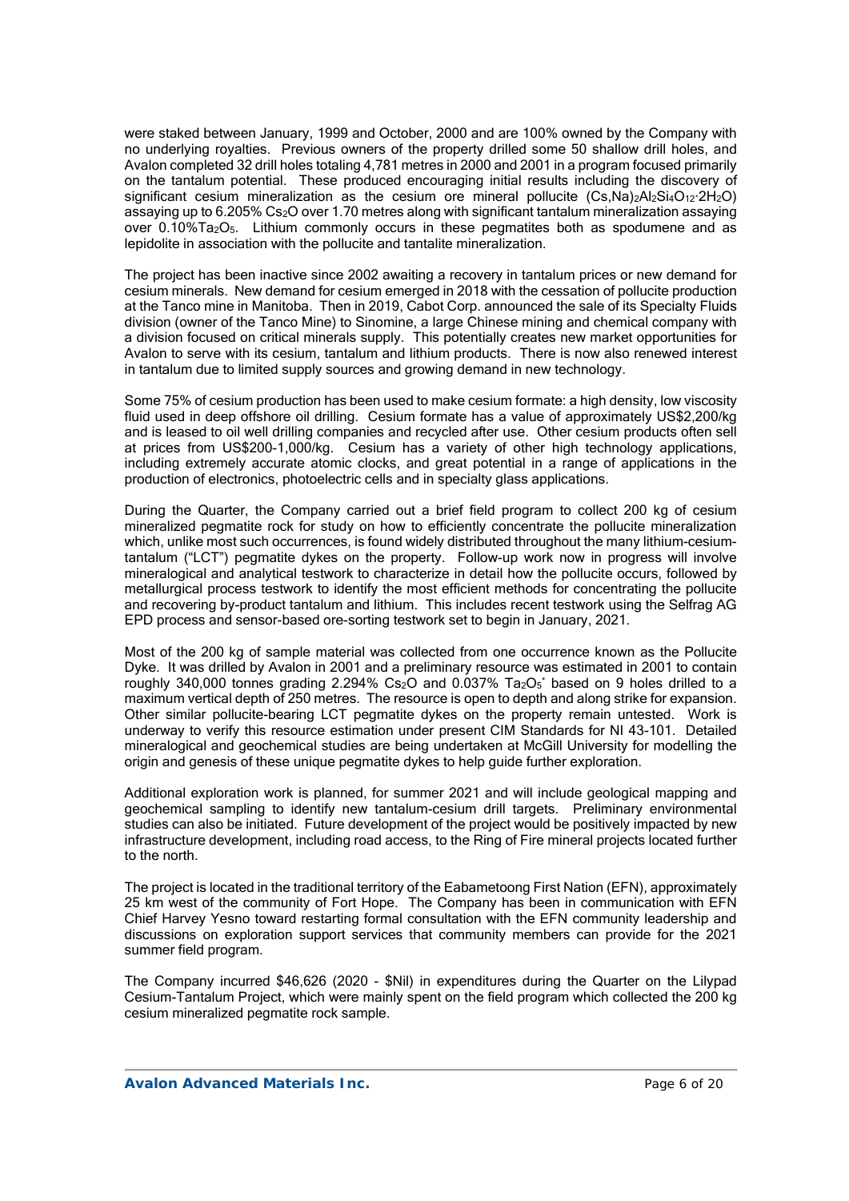were staked between January, 1999 and October, 2000 and are 100% owned by the Company with no underlying royalties. Previous owners of the property drilled some 50 shallow drill holes, and Avalon completed 32 drill holes totaling 4,781 metres in 2000 and 2001 in a program focused primarily on the tantalum potential. These produced encouraging initial results including the discovery of significant cesium mineralization as the cesium ore mineral pollucite $(Cs,Na)_2Al_2Si_4O_{12}{\cdot}2H_2O$) assaying up to 6.205% $Cs_2O$ over 1.70 metres along with significant tantalum mineralization assaying over 0.10% $Ta_2O_5$. Lithium commonly occurs in these pegmatites both as spodumene and as lepidolite in association with the pollucite and tantalite mineralization.

The project has been inactive since 2002 awaiting a recovery in tantalum prices or new demand for cesium minerals. New demand for cesium emerged in 2018 with the cessation of pollucite production at the Tanco mine in Manitoba. Then in 2019, Cabot Corp. announced the sale of its Specialty Fluids division (owner of the Tanco Mine) to Sinomine, a large Chinese mining and chemical company with a division focused on critical minerals supply. This potentially creates new market opportunities for Avalon to serve with its cesium, tantalum and lithium products. There is now also renewed interest in tantalum due to limited supply sources and growing demand in new technology.

Some 75% of cesium production has been used to make cesium formate: a high density, low viscosity fluid used in deep offshore oil drilling. Cesium formate has a value of approximately US$2,200/kg and is leased to oil well drilling companies and recycled after use. Other cesium products often sell at prices from US$200-1,000/kg. Cesium has a variety of other high technology applications, including extremely accurate atomic clocks, and great potential in a range of applications in the production of electronics, photoelectric cells and in specialty glass applications.

During the Quarter, the Company carried out a brief field program to collect 200 kg of cesium mineralized pegmatite rock for study on how to efficiently concentrate the pollucite mineralization which, unlike most such occurrences, is found widely distributed throughout the many lithium-cesium-tantalum ("LCT") pegmatite dykes on the property. Follow-up work now in progress will involve mineralogical and analytical testwork to characterize in detail how the pollucite occurs, followed by metallurgical process testwork to identify the most efficient methods for concentrating the pollucite and recovering by-product tantalum and lithium. This includes recent testwork using the Selfrag AG EPD process and sensor-based ore-sorting testwork set to begin in January, 2021.

Most of the 200 kg of sample material was collected from one occurrence known as the Pollucite Dyke. It was drilled by Avalon in 2001 and a preliminary resource was estimated in 2001 to contain roughly 340,000 tonnes grading 2.294% $Cs_2O$ and 0.037% $Ta_2O_5$* based on 9 holes drilled to a maximum vertical depth of 250 metres. The resource is open to depth and along strike for expansion. Other similar pollucite-bearing LCT pegmatite dykes on the property remain untested. Work is underway to verify this resource estimation under present CIM Standards for NI 43-101. Detailed mineralogical and geochemical studies are being undertaken at McGill University for modelling the origin and genesis of these unique pegmatite dykes to help guide further exploration.

Additional exploration work is planned, for summer 2021 and will include geological mapping and geochemical sampling to identify new tantalum-cesium drill targets. Preliminary environmental studies can also be initiated. Future development of the project would be positively impacted by new infrastructure development, including road access, to the Ring of Fire mineral projects located further to the north.

The project is located in the traditional territory of the Eabametoong First Nation (EFN), approximately 25 km west of the community of Fort Hope. The Company has been in communication with EFN Chief Harvey Yesno toward restarting formal consultation with the EFN community leadership and discussions on exploration support services that community members can provide for the 2021 summer field program.

The Company incurred $46,626 (2020 - $Nil) in expenditures during the Quarter on the Lilypad Cesium-Tantalum Project, which were mainly spent on the field program which collected the 200 kg cesium mineralized pegmatite rock sample.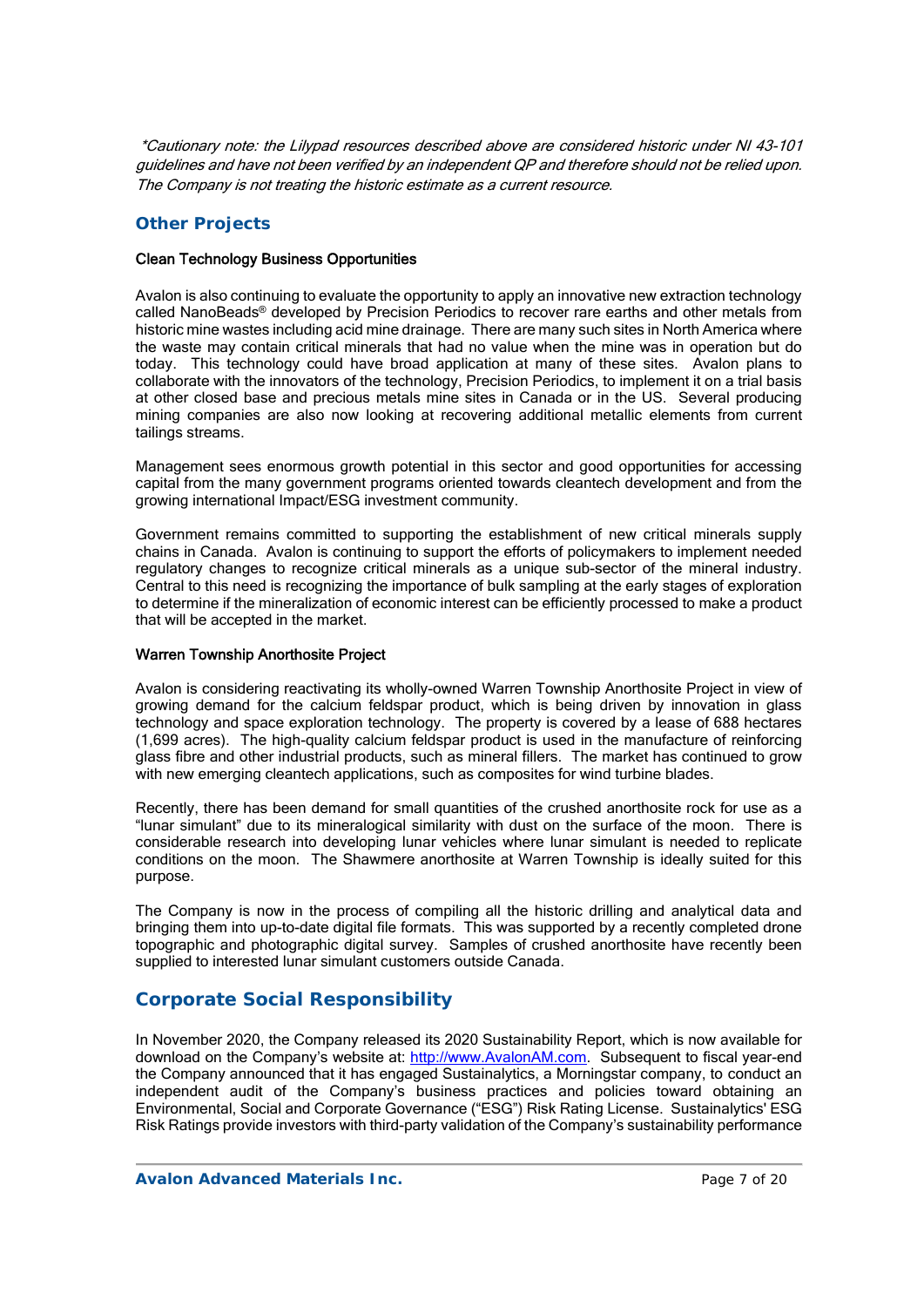*\*Cautionary note: the Lilypad resources described above are considered historic under NI 43-101 guidelines and have not been verified by an independent QP and therefore should not be relied upon. The Company is not treating the historic estimate as a current resource.*

## Other Projects

### Clean Technology Business Opportunities

Avalon is also continuing to evaluate the opportunity to apply an innovative new extraction technology called NanoBeads® developed by Precision Periodics to recover rare earths and other metals from historic mine wastes including acid mine drainage. There are many such sites in North America where the waste may contain critical minerals that had no value when the mine was in operation but do today. This technology could have broad application at many of these sites. Avalon plans to collaborate with the innovators of the technology, Precision Periodics, to implement it on a trial basis at other closed base and precious metals mine sites in Canada or in the US. Several producing mining companies are also now looking at recovering additional metallic elements from current tailings streams.

Management sees enormous growth potential in this sector and good opportunities for accessing capital from the many government programs oriented towards cleantech development and from the growing international Impact/ESG investment community.

Government remains committed to supporting the establishment of new critical minerals supply chains in Canada. Avalon is continuing to support the efforts of policymakers to implement needed regulatory changes to recognize critical minerals as a unique sub-sector of the mineral industry. Central to this need is recognizing the importance of bulk sampling at the early stages of exploration to determine if the mineralization of economic interest can be efficiently processed to make a product that will be accepted in the market.

### Warren Township Anorthosite Project

Avalon is considering reactivating its wholly-owned Warren Township Anorthosite Project in view of growing demand for the calcium feldspar product, which is being driven by innovation in glass technology and space exploration technology. The property is covered by a lease of 688 hectares (1,699 acres). The high-quality calcium feldspar product is used in the manufacture of reinforcing glass fibre and other industrial products, such as mineral fillers. The market has continued to grow with new emerging cleantech applications, such as composites for wind turbine blades.

Recently, there has been demand for small quantities of the crushed anorthosite rock for use as a "lunar simulant" due to its mineralogical similarity with dust on the surface of the moon. There is considerable research into developing lunar vehicles where lunar simulant is needed to replicate conditions on the moon. The Shawmere anorthosite at Warren Township is ideally suited for this purpose.

The Company is now in the process of compiling all the historic drilling and analytical data and bringing them into up-to-date digital file formats. This was supported by a recently completed drone topographic and photographic digital survey. Samples of crushed anorthosite have recently been supplied to interested lunar simulant customers outside Canada.

## Corporate Social Responsibility

In November 2020, the Company released its 2020 Sustainability Report, which is now available for download on the Company's website at: [http://www.AvalonAM.com](http://www.AvalonAM.com). Subsequent to fiscal year-end the Company announced that it has engaged Sustainalytics, a Morningstar company, to conduct an independent audit of the Company's business practices and policies toward obtaining an Environmental, Social and Corporate Governance ("ESG") Risk Rating License. Sustainalytics' ESG Risk Ratings provide investors with third-party validation of the Company's sustainability performance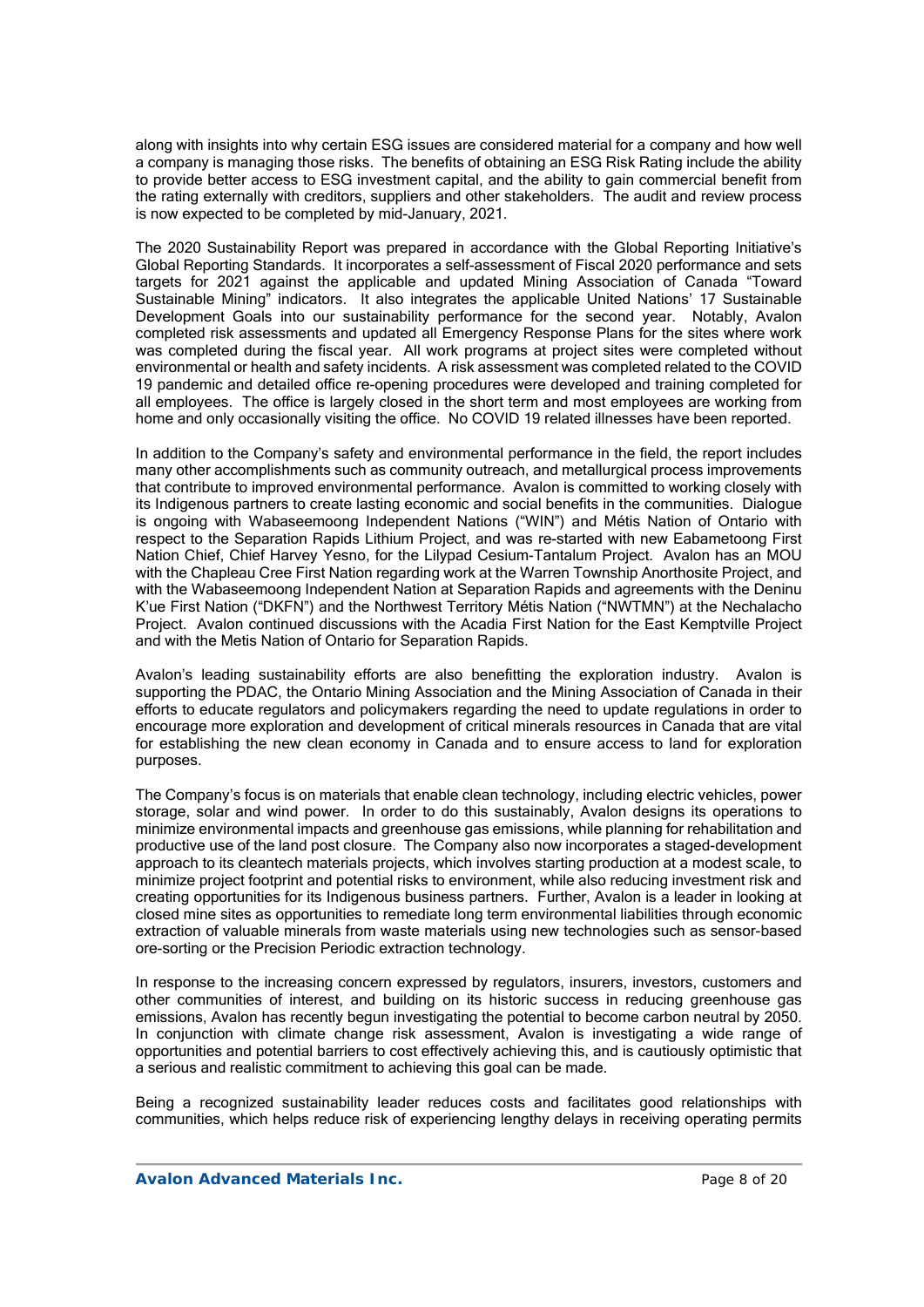along with insights into why certain ESG issues are considered material for a company and how well a company is managing those risks. The benefits of obtaining an ESG Risk Rating include the ability to provide better access to ESG investment capital, and the ability to gain commercial benefit from the rating externally with creditors, suppliers and other stakeholders. The audit and review process is now expected to be completed by mid-January, 2021.

The 2020 Sustainability Report was prepared in accordance with the Global Reporting Initiative's Global Reporting Standards. It incorporates a self-assessment of Fiscal 2020 performance and sets targets for 2021 against the applicable and updated Mining Association of Canada "Toward Sustainable Mining" indicators. It also integrates the applicable United Nations' 17 Sustainable Development Goals into our sustainability performance for the second year. Notably, Avalon completed risk assessments and updated all Emergency Response Plans for the sites where work was completed during the fiscal year. All work programs at project sites were completed without environmental or health and safety incidents. A risk assessment was completed related to the COVID 19 pandemic and detailed office re-opening procedures were developed and training completed for all employees. The office is largely closed in the short term and most employees are working from home and only occasionally visiting the office. No COVID 19 related illnesses have been reported.

In addition to the Company's safety and environmental performance in the field, the report includes many other accomplishments such as community outreach, and metallurgical process improvements that contribute to improved environmental performance. Avalon is committed to working closely with its Indigenous partners to create lasting economic and social benefits in the communities. Dialogue is ongoing with Wabaseemoong Independent Nations ("WIN") and Métis Nation of Ontario with respect to the Separation Rapids Lithium Project, and was re-started with new Eabametoong First Nation Chief, Chief Harvey Yesno, for the Lilypad Cesium-Tantalum Project. Avalon has an MOU with the Chapleau Cree First Nation regarding work at the Warren Township Anorthosite Project, and with the Wabaseemoong Independent Nation at Separation Rapids and agreements with the Deninu K'ue First Nation ("DKFN") and the Northwest Territory Métis Nation ("NWTMN") at the Nechalacho Project. Avalon continued discussions with the Acadia First Nation for the East Kemptville Project and with the Metis Nation of Ontario for Separation Rapids.

Avalon's leading sustainability efforts are also benefitting the exploration industry. Avalon is supporting the PDAC, the Ontario Mining Association and the Mining Association of Canada in their efforts to educate regulators and policymakers regarding the need to update regulations in order to encourage more exploration and development of critical minerals resources in Canada that are vital for establishing the new clean economy in Canada and to ensure access to land for exploration purposes.

The Company's focus is on materials that enable clean technology, including electric vehicles, power storage, solar and wind power. In order to do this sustainably, Avalon designs its operations to minimize environmental impacts and greenhouse gas emissions, while planning for rehabilitation and productive use of the land post closure. The Company also now incorporates a staged-development approach to its cleantech materials projects, which involves starting production at a modest scale, to minimize project footprint and potential risks to environment, while also reducing investment risk and creating opportunities for its Indigenous business partners. Further, Avalon is a leader in looking at closed mine sites as opportunities to remediate long term environmental liabilities through economic extraction of valuable minerals from waste materials using new technologies such as sensor-based ore-sorting or the Precision Periodic extraction technology.

In response to the increasing concern expressed by regulators, insurers, investors, customers and other communities of interest, and building on its historic success in reducing greenhouse gas emissions, Avalon has recently begun investigating the potential to become carbon neutral by 2050. In conjunction with climate change risk assessment, Avalon is investigating a wide range of opportunities and potential barriers to cost effectively achieving this, and is cautiously optimistic that a serious and realistic commitment to achieving this goal can be made.

Being a recognized sustainability leader reduces costs and facilitates good relationships with communities, which helps reduce risk of experiencing lengthy delays in receiving operating permits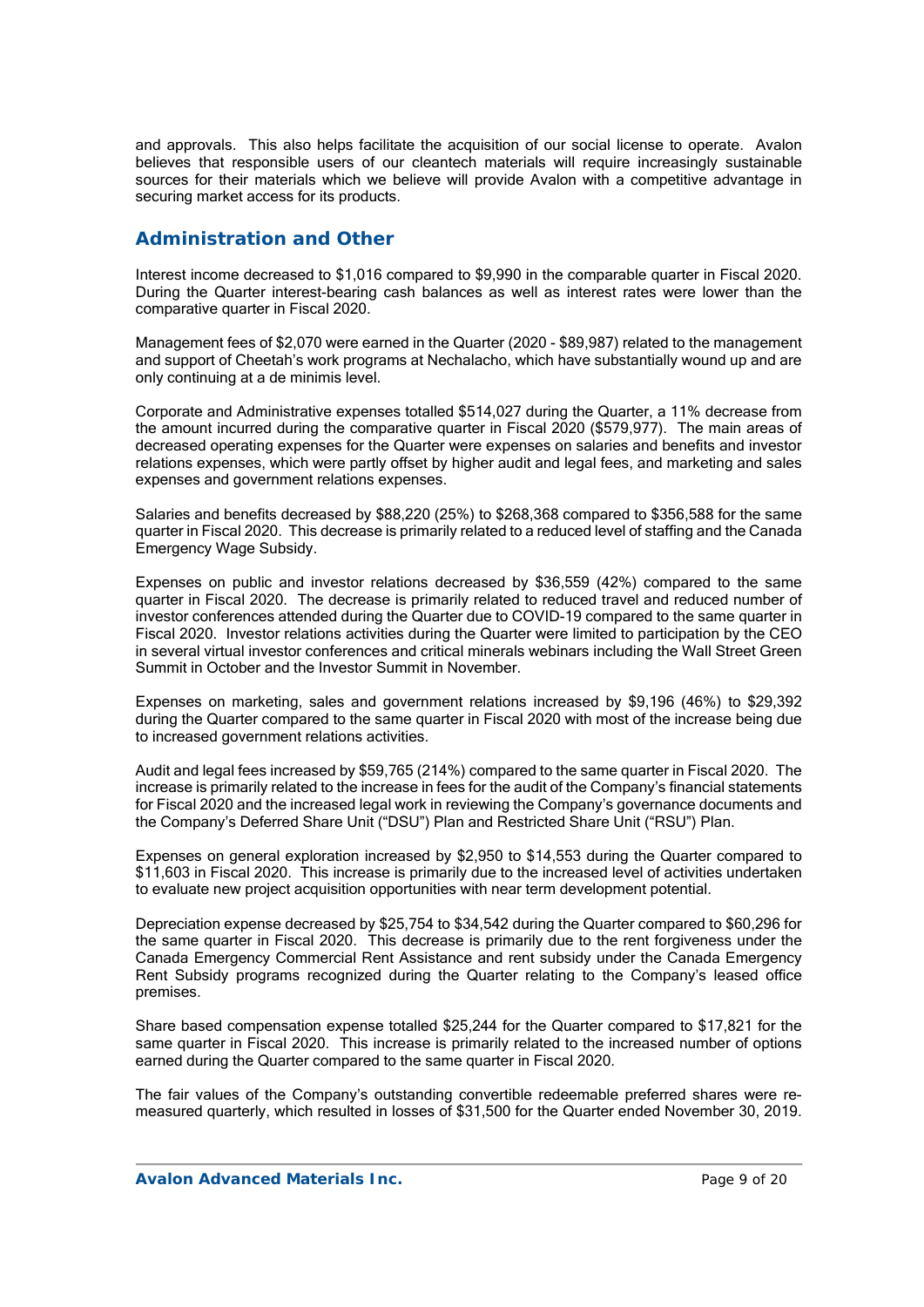and approvals. This also helps facilitate the acquisition of our social license to operate. Avalon believes that responsible users of our cleantech materials will require increasingly sustainable sources for their materials which we believe will provide Avalon with a competitive advantage in securing market access for its products.

## Administration and Other

Interest income decreased to $1,016 compared to $9,990 in the comparable quarter in Fiscal 2020. During the Quarter interest-bearing cash balances as well as interest rates were lower than the comparative quarter in Fiscal 2020.

Management fees of $2,070 were earned in the Quarter (2020 - $89,987) related to the management and support of Cheetah's work programs at Nechalacho, which have substantially wound up and are only continuing at a de minimis level.

Corporate and Administrative expenses totalled $514,027 during the Quarter, a 11% decrease from the amount incurred during the comparative quarter in Fiscal 2020 ($579,977). The main areas of decreased operating expenses for the Quarter were expenses on salaries and benefits and investor relations expenses, which were partly offset by higher audit and legal fees, and marketing and sales expenses and government relations expenses.

Salaries and benefits decreased by $88,220 (25%) to $268,368 compared to $356,588 for the same quarter in Fiscal 2020. This decrease is primarily related to a reduced level of staffing and the Canada Emergency Wage Subsidy.

Expenses on public and investor relations decreased by $36,559 (42%) compared to the same quarter in Fiscal 2020. The decrease is primarily related to reduced travel and reduced number of investor conferences attended during the Quarter due to COVID-19 compared to the same quarter in Fiscal 2020. Investor relations activities during the Quarter were limited to participation by the CEO in several virtual investor conferences and critical minerals webinars including the Wall Street Green Summit in October and the Investor Summit in November.

Expenses on marketing, sales and government relations increased by $9,196 (46%) to $29,392 during the Quarter compared to the same quarter in Fiscal 2020 with most of the increase being due to increased government relations activities.

Audit and legal fees increased by $59,765 (214%) compared to the same quarter in Fiscal 2020. The increase is primarily related to the increase in fees for the audit of the Company's financial statements for Fiscal 2020 and the increased legal work in reviewing the Company's governance documents and the Company's Deferred Share Unit ("DSU") Plan and Restricted Share Unit ("RSU") Plan.

Expenses on general exploration increased by $2,950 to $14,553 during the Quarter compared to $11,603 in Fiscal 2020. This increase is primarily due to the increased level of activities undertaken to evaluate new project acquisition opportunities with near term development potential.

Depreciation expense decreased by $25,754 to $34,542 during the Quarter compared to $60,296 for the same quarter in Fiscal 2020. This decrease is primarily due to the rent forgiveness under the Canada Emergency Commercial Rent Assistance and rent subsidy under the Canada Emergency Rent Subsidy programs recognized during the Quarter relating to the Company's leased office premises.

Share based compensation expense totalled $25,244 for the Quarter compared to $17,821 for the same quarter in Fiscal 2020. This increase is primarily related to the increased number of options earned during the Quarter compared to the same quarter in Fiscal 2020.

The fair values of the Company's outstanding convertible redeemable preferred shares were re-measured quarterly, which resulted in losses of $31,500 for the Quarter ended November 30, 2019.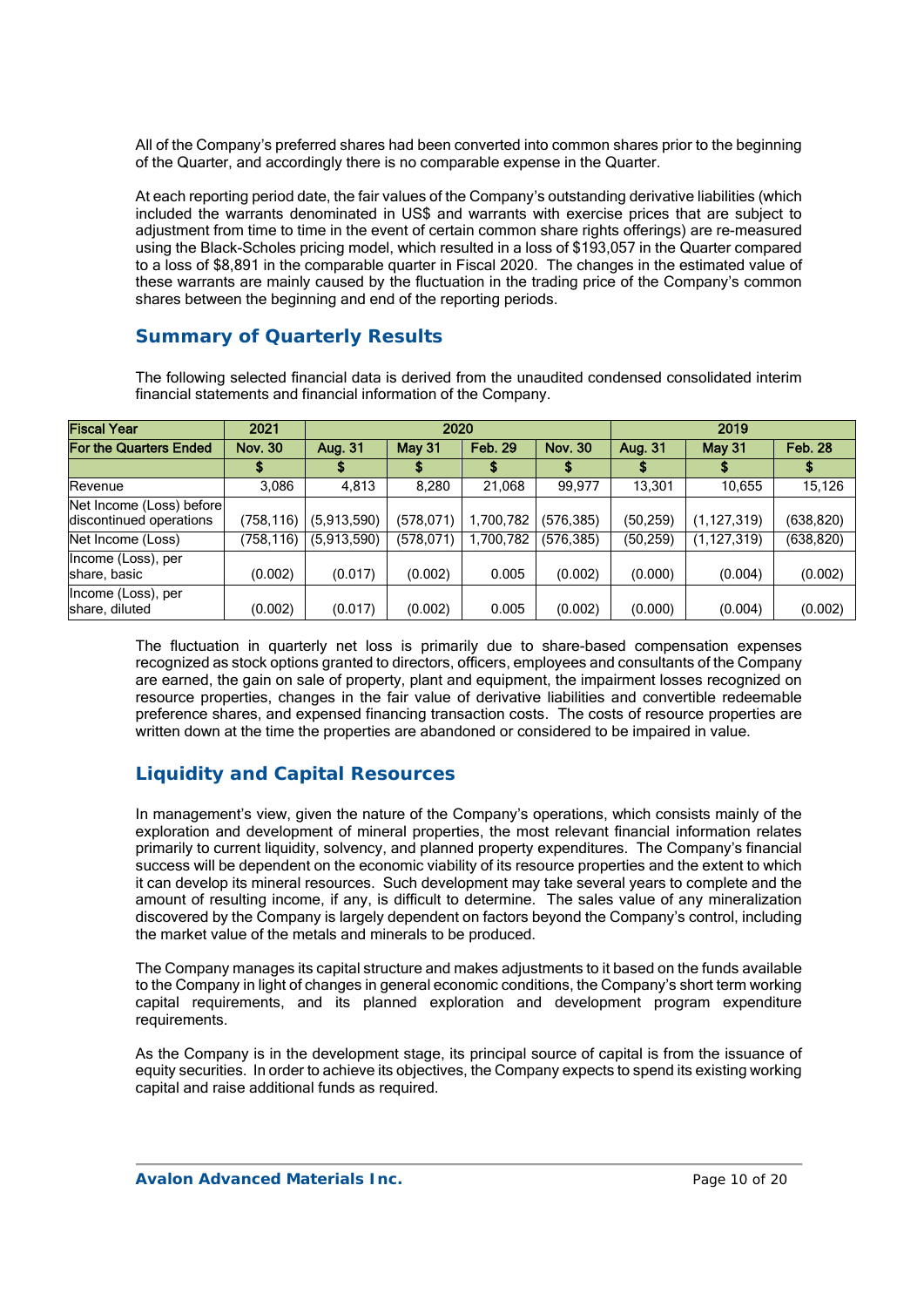All of the Company's preferred shares had been converted into common shares prior to the beginning of the Quarter, and accordingly there is no comparable expense in the Quarter.

At each reporting period date, the fair values of the Company's outstanding derivative liabilities (which included the warrants denominated in US$ and warrants with exercise prices that are subject to adjustment from time to time in the event of certain common share rights offerings) are re-measured using the Black-Scholes pricing model, which resulted in a loss of $193,057 in the Quarter compared to a loss of $8,891 in the comparable quarter in Fiscal 2020. The changes in the estimated value of these warrants are mainly caused by the fluctuation in the trading price of the Company's common shares between the beginning and end of the reporting periods.

## Summary of Quarterly Results

The following selected financial data is derived from the unaudited condensed consolidated interim financial statements and financial information of the Company.

| Fiscal Year | 2021 | 2020 | | | | 2019 | | |
|---|---|---|---|---|---|---|---|---|
| For the Quarters Ended | Nov. 30 | Aug. 31 | May 31 | Feb. 29 | Nov. 30 | Aug. 31 | May 31 | Feb. 28 |
| | $ | $ | $ | $ | $ | $ | $ | $ |
| Revenue | 3,086 | 4,813 | 8,280 | 21,068 | 99,977 | 13,301 | 10,655 | 15,126 |
| Net Income (Loss) before discontinued operations | (758,116) | (5,913,590) | (578,071) | 1,700,782 | (576,385) | (50,259) | (1,127,319) | (638,820) |
| Net Income (Loss) | (758,116) | (5,913,590) | (578,071) | 1,700,782 | (576,385) | (50,259) | (1,127,319) | (638,820) |
| Income (Loss), per share, basic | (0.002) | (0.017) | (0.002) | 0.005 | (0.002) | (0.000) | (0.004) | (0.002) |
| Income (Loss), per share, diluted | (0.002) | (0.017) | (0.002) | 0.005 | (0.002) | (0.000) | (0.004) | (0.002) |

The fluctuation in quarterly net loss is primarily due to share-based compensation expenses recognized as stock options granted to directors, officers, employees and consultants of the Company are earned, the gain on sale of property, plant and equipment, the impairment losses recognized on resource properties, changes in the fair value of derivative liabilities and convertible redeemable preference shares, and expensed financing transaction costs. The costs of resource properties are written down at the time the properties are abandoned or considered to be impaired in value.

## Liquidity and Capital Resources

In management's view, given the nature of the Company's operations, which consists mainly of the exploration and development of mineral properties, the most relevant financial information relates primarily to current liquidity, solvency, and planned property expenditures. The Company's financial success will be dependent on the economic viability of its resource properties and the extent to which it can develop its mineral resources. Such development may take several years to complete and the amount of resulting income, if any, is difficult to determine. The sales value of any mineralization discovered by the Company is largely dependent on factors beyond the Company's control, including the market value of the metals and minerals to be produced.

The Company manages its capital structure and makes adjustments to it based on the funds available to the Company in light of changes in general economic conditions, the Company's short term working capital requirements, and its planned exploration and development program expenditure requirements.

As the Company is in the development stage, its principal source of capital is from the issuance of equity securities. In order to achieve its objectives, the Company expects to spend its existing working capital and raise additional funds as required.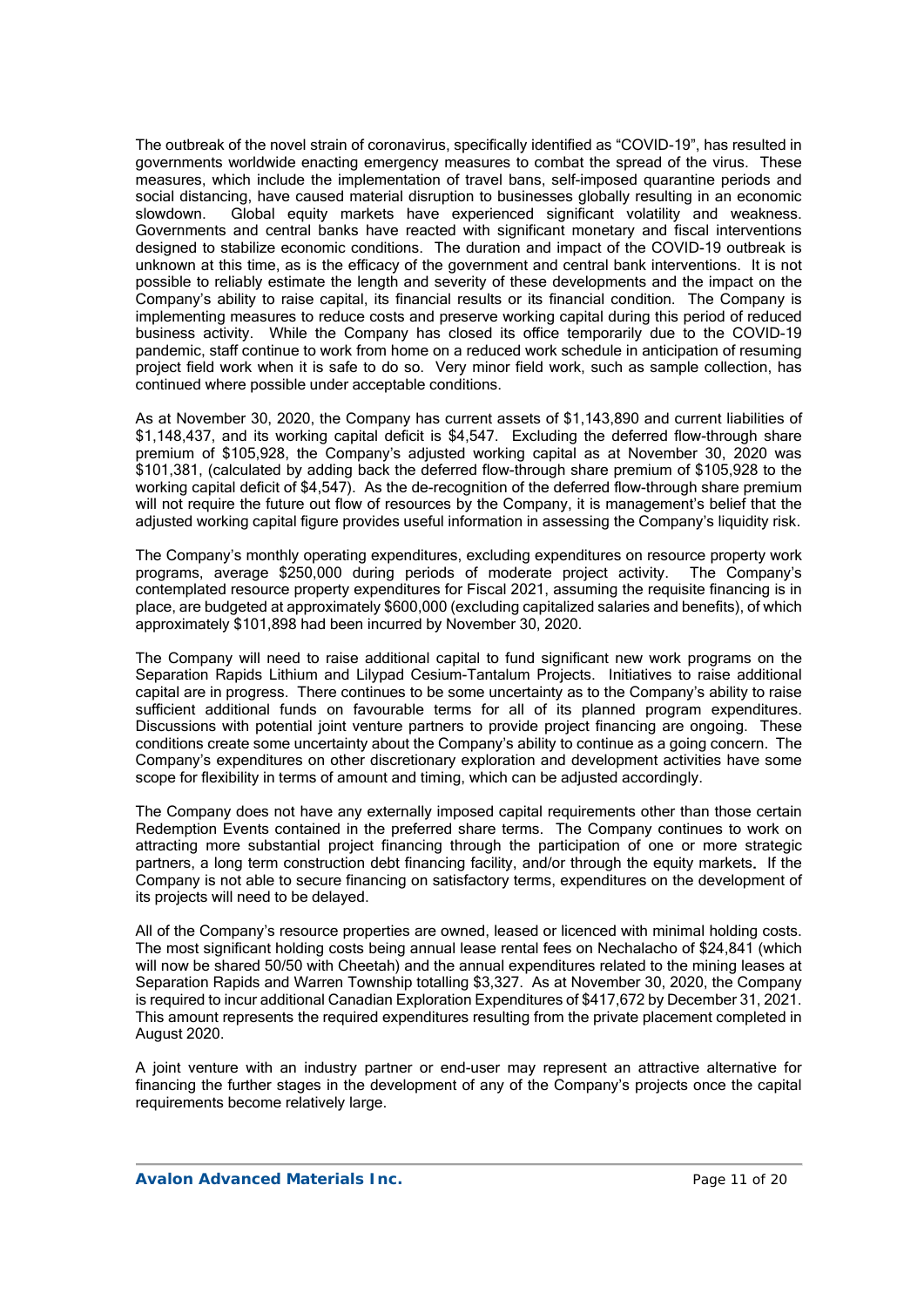The outbreak of the novel strain of coronavirus, specifically identified as "COVID-19", has resulted in governments worldwide enacting emergency measures to combat the spread of the virus. These measures, which include the implementation of travel bans, self-imposed quarantine periods and social distancing, have caused material disruption to businesses globally resulting in an economic slowdown. Global equity markets have experienced significant volatility and weakness. Governments and central banks have reacted with significant monetary and fiscal interventions designed to stabilize economic conditions. The duration and impact of the COVID-19 outbreak is unknown at this time, as is the efficacy of the government and central bank interventions. It is not possible to reliably estimate the length and severity of these developments and the impact on the Company's ability to raise capital, its financial results or its financial condition. The Company is implementing measures to reduce costs and preserve working capital during this period of reduced business activity. While the Company has closed its office temporarily due to the COVID-19 pandemic, staff continue to work from home on a reduced work schedule in anticipation of resuming project field work when it is safe to do so. Very minor field work, such as sample collection, has continued where possible under acceptable conditions.

As at November 30, 2020, the Company has current assets of $1,143,890 and current liabilities of $1,148,437, and its working capital deficit is $4,547. Excluding the deferred flow-through share premium of $105,928, the Company's adjusted working capital as at November 30, 2020 was $101,381, (calculated by adding back the deferred flow-through share premium of $105,928 to the working capital deficit of $4,547). As the de-recognition of the deferred flow-through share premium will not require the future out flow of resources by the Company, it is management's belief that the adjusted working capital figure provides useful information in assessing the Company's liquidity risk.

The Company's monthly operating expenditures, excluding expenditures on resource property work programs, average $250,000 during periods of moderate project activity. The Company's contemplated resource property expenditures for Fiscal 2021, assuming the requisite financing is in place, are budgeted at approximately $600,000 (excluding capitalized salaries and benefits), of which approximately $101,898 had been incurred by November 30, 2020.

The Company will need to raise additional capital to fund significant new work programs on the Separation Rapids Lithium and Lilypad Cesium-Tantalum Projects. Initiatives to raise additional capital are in progress. There continues to be some uncertainty as to the Company's ability to raise sufficient additional funds on favourable terms for all of its planned program expenditures. Discussions with potential joint venture partners to provide project financing are ongoing. These conditions create some uncertainty about the Company's ability to continue as a going concern. The Company's expenditures on other discretionary exploration and development activities have some scope for flexibility in terms of amount and timing, which can be adjusted accordingly.

The Company does not have any externally imposed capital requirements other than those certain Redemption Events contained in the preferred share terms. The Company continues to work on attracting more substantial project financing through the participation of one or more strategic partners, a long term construction debt financing facility, and/or through the equity markets. If the Company is not able to secure financing on satisfactory terms, expenditures on the development of its projects will need to be delayed.

All of the Company's resource properties are owned, leased or licenced with minimal holding costs. The most significant holding costs being annual lease rental fees on Nechalacho of $24,841 (which will now be shared 50/50 with Cheetah) and the annual expenditures related to the mining leases at Separation Rapids and Warren Township totalling $3,327. As at November 30, 2020, the Company is required to incur additional Canadian Exploration Expenditures of $417,672 by December 31, 2021. This amount represents the required expenditures resulting from the private placement completed in August 2020.

A joint venture with an industry partner or end-user may represent an attractive alternative for financing the further stages in the development of any of the Company's projects once the capital requirements become relatively large.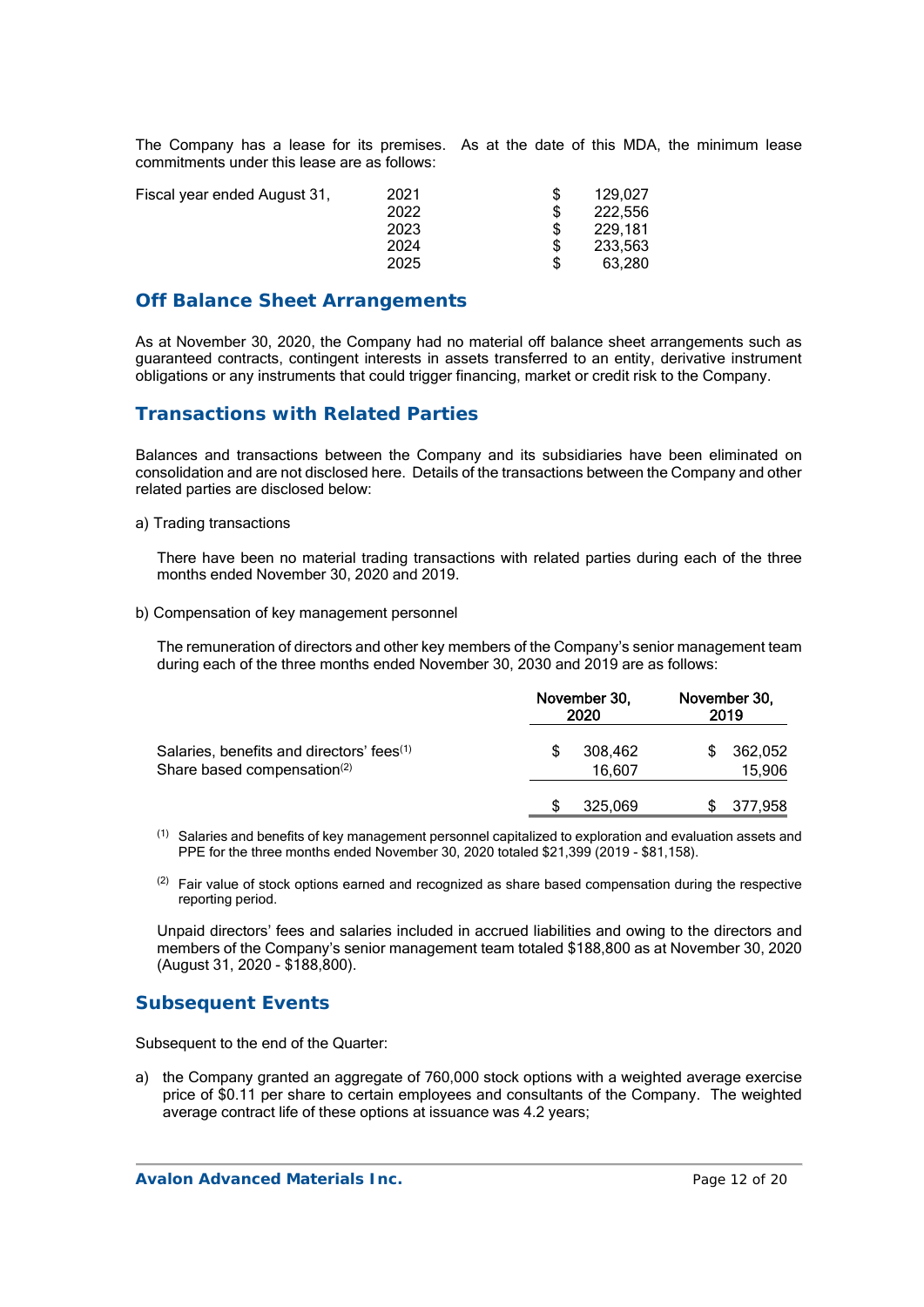The Company has a lease for its premises. As at the date of this MDA, the minimum lease commitments under this lease are as follows:

| Fiscal year ended August 31, | | |
|---|---|---|
| | 2021 | $ 129,027 |
| | 2022 | $ 222,556 |
| | 2023 | $ 229,181 |
| | 2024 | $ 233,563 |
| | 2025 | $ 63,280 |

## Off Balance Sheet Arrangements

As at November 30, 2020, the Company had no material off balance sheet arrangements such as guaranteed contracts, contingent interests in assets transferred to an entity, derivative instrument obligations or any instruments that could trigger financing, market or credit risk to the Company.

## Transactions with Related Parties

Balances and transactions between the Company and its subsidiaries have been eliminated on consolidation and are not disclosed here. Details of the transactions between the Company and other related parties are disclosed below:

a) Trading transactions

There have been no material trading transactions with related parties during each of the three months ended November 30, 2020 and 2019.

b) Compensation of key management personnel

The remuneration of directors and other key members of the Company's senior management team during each of the three months ended November 30, 2030 and 2019 are as follows:

| | November 30, 2020 | November 30, 2019 |
|---|---|---|
| Salaries, benefits and directors' fees[(1)] | $ 308,462 | $ 362,052 |
| Share based compensation[(2)] | 16,607 | 15,906 |
| | $ 325,069 | $ 377,958 |

[(1)] Salaries and benefits of key management personnel capitalized to exploration and evaluation assets and PPE for the three months ended November 30, 2020 totaled $21,399 (2019 - $81,158).

[(2)] Fair value of stock options earned and recognized as share based compensation during the respective reporting period.

Unpaid directors' fees and salaries included in accrued liabilities and owing to the directors and members of the Company's senior management team totaled $188,800 as at November 30, 2020 (August 31, 2020 - $188,800).

## Subsequent Events

Subsequent to the end of the Quarter:

a) the Company granted an aggregate of 760,000 stock options with a weighted average exercise price of $0.11 per share to certain employees and consultants of the Company. The weighted average contract life of these options at issuance was 4.2 years;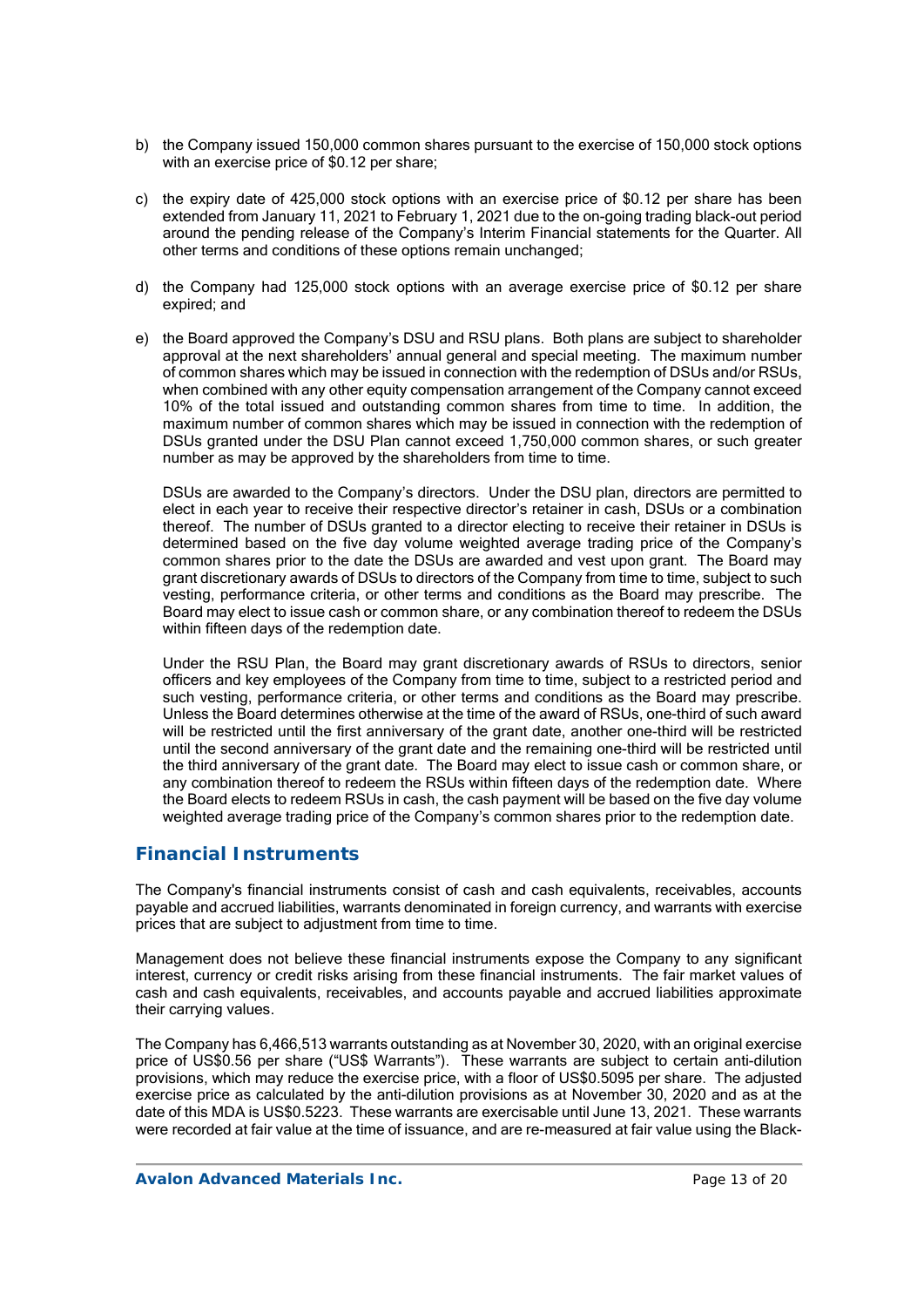b) the Company issued 150,000 common shares pursuant to the exercise of 150,000 stock options with an exercise price of $0.12 per share;

c) the expiry date of 425,000 stock options with an exercise price of $0.12 per share has been extended from January 11, 2021 to February 1, 2021 due to the on-going trading black-out period around the pending release of the Company's Interim Financial statements for the Quarter. All other terms and conditions of these options remain unchanged;

d) the Company had 125,000 stock options with an average exercise price of $0.12 per share expired; and

e) the Board approved the Company's DSU and RSU plans. Both plans are subject to shareholder approval at the next shareholders' annual general and special meeting. The maximum number of common shares which may be issued in connection with the redemption of DSUs and/or RSUs, when combined with any other equity compensation arrangement of the Company cannot exceed 10% of the total issued and outstanding common shares from time to time. In addition, the maximum number of common shares which may be issued in connection with the redemption of DSUs granted under the DSU Plan cannot exceed 1,750,000 common shares, or such greater number as may be approved by the shareholders from time to time.

   DSUs are awarded to the Company's directors. Under the DSU plan, directors are permitted to elect in each year to receive their respective director's retainer in cash, DSUs or a combination thereof. The number of DSUs granted to a director electing to receive their retainer in DSUs is determined based on the five day volume weighted average trading price of the Company's common shares prior to the date the DSUs are awarded and vest upon grant. The Board may grant discretionary awards of DSUs to directors of the Company from time to time, subject to such vesting, performance criteria, or other terms and conditions as the Board may prescribe. The Board may elect to issue cash or common share, or any combination thereof to redeem the DSUs within fifteen days of the redemption date.

   Under the RSU Plan, the Board may grant discretionary awards of RSUs to directors, senior officers and key employees of the Company from time to time, subject to a restricted period and such vesting, performance criteria, or other terms and conditions as the Board may prescribe. Unless the Board determines otherwise at the time of the award of RSUs, one-third of such award will be restricted until the first anniversary of the grant date, another one-third will be restricted until the second anniversary of the grant date and the remaining one-third will be restricted until the third anniversary of the grant date. The Board may elect to issue cash or common share, or any combination thereof to redeem the RSUs within fifteen days of the redemption date. Where the Board elects to redeem RSUs in cash, the cash payment will be based on the five day volume weighted average trading price of the Company's common shares prior to the redemption date.

## Financial Instruments

The Company's financial instruments consist of cash and cash equivalents, receivables, accounts payable and accrued liabilities, warrants denominated in foreign currency, and warrants with exercise prices that are subject to adjustment from time to time.

Management does not believe these financial instruments expose the Company to any significant interest, currency or credit risks arising from these financial instruments. The fair market values of cash and cash equivalents, receivables, and accounts payable and accrued liabilities approximate their carrying values.

The Company has 6,466,513 warrants outstanding as at November 30, 2020, with an original exercise price of US$0.56 per share ("US$ Warrants"). These warrants are subject to certain anti-dilution provisions, which may reduce the exercise price, with a floor of US$0.5095 per share. The adjusted exercise price as calculated by the anti-dilution provisions as at November 30, 2020 and as at the date of this MDA is US$0.5223. These warrants are exercisable until June 13, 2021. These warrants were recorded at fair value at the time of issuance, and are re-measured at fair value using the Black-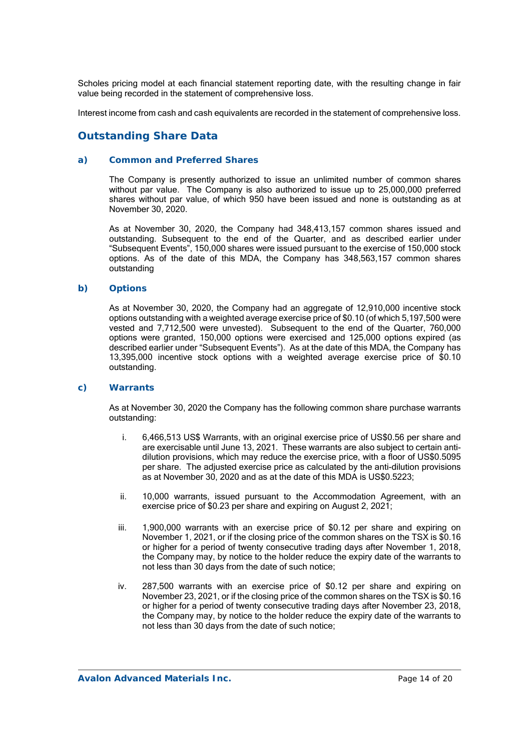Scholes pricing model at each financial statement reporting date, with the resulting change in fair value being recorded in the statement of comprehensive loss.

Interest income from cash and cash equivalents are recorded in the statement of comprehensive loss.

## Outstanding Share Data

### a) Common and Preferred Shares

The Company is presently authorized to issue an unlimited number of common shares without par value. The Company is also authorized to issue up to 25,000,000 preferred shares without par value, of which 950 have been issued and none is outstanding as at November 30, 2020.

As at November 30, 2020, the Company had 348,413,157 common shares issued and outstanding. Subsequent to the end of the Quarter, and as described earlier under "Subsequent Events", 150,000 shares were issued pursuant to the exercise of 150,000 stock options. As of the date of this MDA, the Company has 348,563,157 common shares outstanding

### b) Options

As at November 30, 2020, the Company had an aggregate of 12,910,000 incentive stock options outstanding with a weighted average exercise price of $0.10 (of which 5,197,500 were vested and 7,712,500 were unvested). Subsequent to the end of the Quarter, 760,000 options were granted, 150,000 options were exercised and 125,000 options expired (as described earlier under "Subsequent Events"). As at the date of this MDA, the Company has 13,395,000 incentive stock options with a weighted average exercise price of $0.10 outstanding.

### c) Warrants

As at November 30, 2020 the Company has the following common share purchase warrants outstanding:

i. 6,466,513 US$ Warrants, with an original exercise price of US$0.56 per share and are exercisable until June 13, 2021. These warrants are also subject to certain anti-dilution provisions, which may reduce the exercise price, with a floor of US$0.5095 per share. The adjusted exercise price as calculated by the anti-dilution provisions as at November 30, 2020 and as at the date of this MDA is US$0.5223;

ii. 10,000 warrants, issued pursuant to the Accommodation Agreement, with an exercise price of $0.23 per share and expiring on August 2, 2021;

iii. 1,900,000 warrants with an exercise price of $0.12 per share and expiring on November 1, 2021, or if the closing price of the common shares on the TSX is $0.16 or higher for a period of twenty consecutive trading days after November 1, 2018, the Company may, by notice to the holder reduce the expiry date of the warrants to not less than 30 days from the date of such notice;

iv. 287,500 warrants with an exercise price of $0.12 per share and expiring on November 23, 2021, or if the closing price of the common shares on the TSX is $0.16 or higher for a period of twenty consecutive trading days after November 23, 2018, the Company may, by notice to the holder reduce the expiry date of the warrants to not less than 30 days from the date of such notice;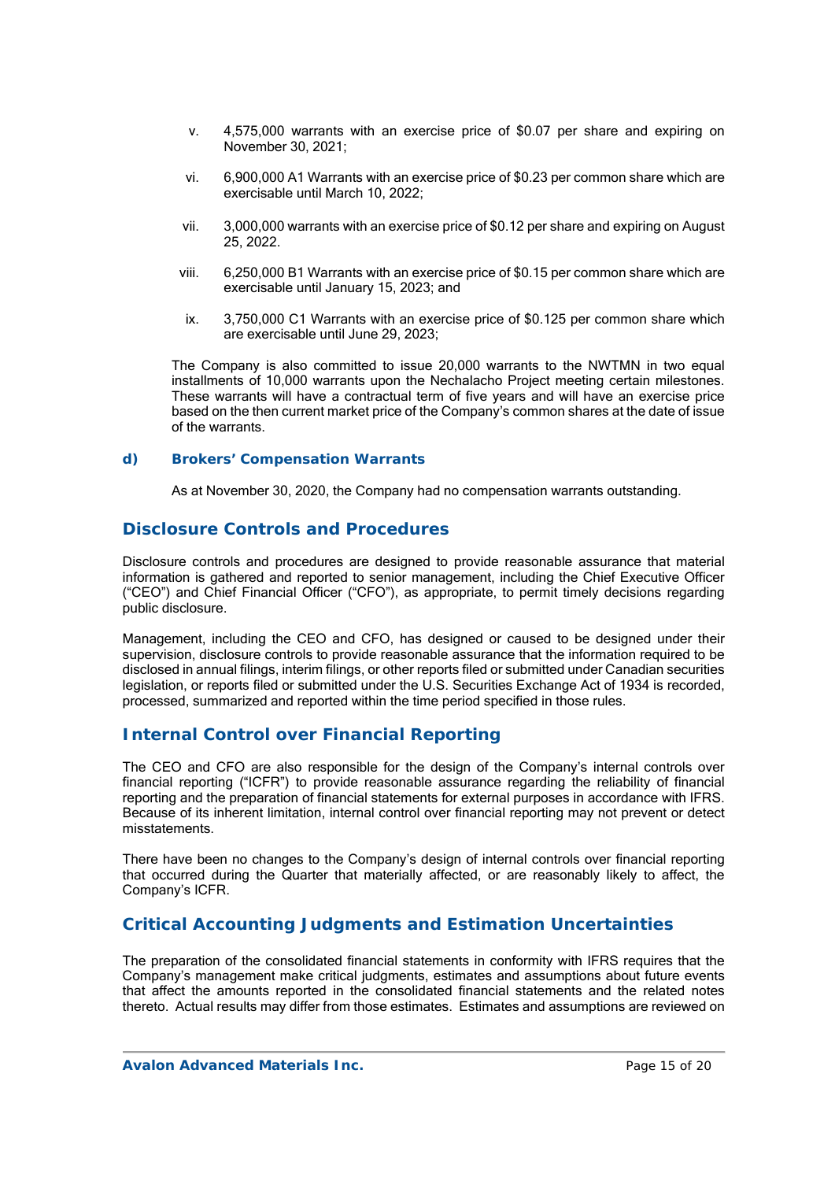v. 4,575,000 warrants with an exercise price of $0.07 per share and expiring on November 30, 2021;

vi. 6,900,000 A1 Warrants with an exercise price of $0.23 per common share which are exercisable until March 10, 2022;

vii. 3,000,000 warrants with an exercise price of $0.12 per share and expiring on August 25, 2022.

viii. 6,250,000 B1 Warrants with an exercise price of $0.15 per common share which are exercisable until January 15, 2023; and

ix. 3,750,000 C1 Warrants with an exercise price of $0.125 per common share which are exercisable until June 29, 2023;

The Company is also committed to issue 20,000 warrants to the NWTMN in two equal installments of 10,000 warrants upon the Nechalacho Project meeting certain milestones. These warrants will have a contractual term of five years and will have an exercise price based on the then current market price of the Company's common shares at the date of issue of the warrants.

### d) Brokers' Compensation Warrants

As at November 30, 2020, the Company had no compensation warrants outstanding.

## Disclosure Controls and Procedures

Disclosure controls and procedures are designed to provide reasonable assurance that material information is gathered and reported to senior management, including the Chief Executive Officer ("CEO") and Chief Financial Officer ("CFO"), as appropriate, to permit timely decisions regarding public disclosure.

Management, including the CEO and CFO, has designed or caused to be designed under their supervision, disclosure controls to provide reasonable assurance that the information required to be disclosed in annual filings, interim filings, or other reports filed or submitted under Canadian securities legislation, or reports filed or submitted under the U.S. Securities Exchange Act of 1934 is recorded, processed, summarized and reported within the time period specified in those rules.

## Internal Control over Financial Reporting

The CEO and CFO are also responsible for the design of the Company's internal controls over financial reporting ("ICFR") to provide reasonable assurance regarding the reliability of financial reporting and the preparation of financial statements for external purposes in accordance with IFRS. Because of its inherent limitation, internal control over financial reporting may not prevent or detect misstatements.

There have been no changes to the Company's design of internal controls over financial reporting that occurred during the Quarter that materially affected, or are reasonably likely to affect, the Company's ICFR.

## Critical Accounting Judgments and Estimation Uncertainties

The preparation of the consolidated financial statements in conformity with IFRS requires that the Company's management make critical judgments, estimates and assumptions about future events that affect the amounts reported in the consolidated financial statements and the related notes thereto. Actual results may differ from those estimates. Estimates and assumptions are reviewed on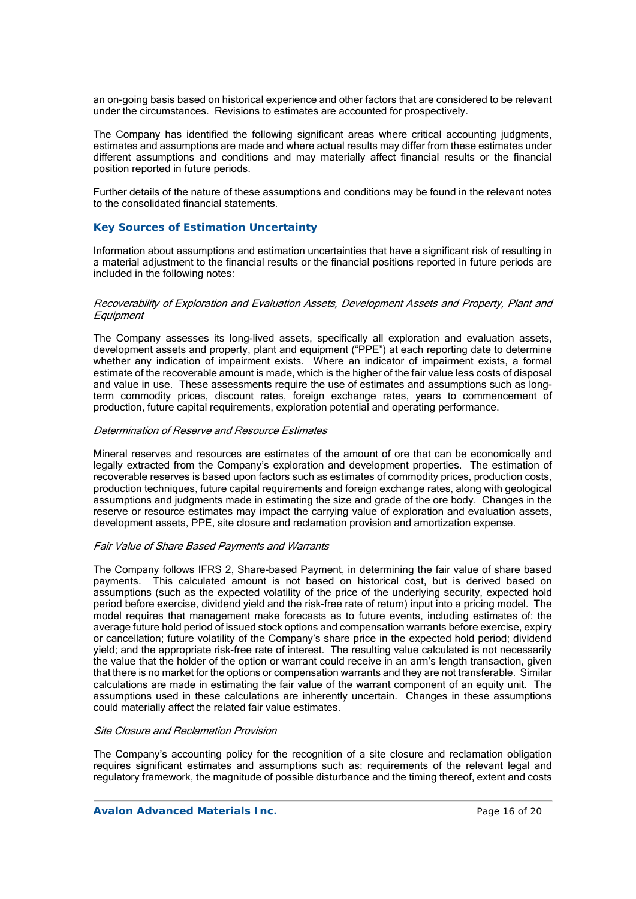an on-going basis based on historical experience and other factors that are considered to be relevant under the circumstances. Revisions to estimates are accounted for prospectively.

The Company has identified the following significant areas where critical accounting judgments, estimates and assumptions are made and where actual results may differ from these estimates under different assumptions and conditions and may materially affect financial results or the financial position reported in future periods.

Further details of the nature of these assumptions and conditions may be found in the relevant notes to the consolidated financial statements.

## Key Sources of Estimation Uncertainty

Information about assumptions and estimation uncertainties that have a significant risk of resulting in a material adjustment to the financial results or the financial positions reported in future periods are included in the following notes:

*Recoverability of Exploration and Evaluation Assets, Development Assets and Property, Plant and Equipment*

The Company assesses its long-lived assets, specifically all exploration and evaluation assets, development assets and property, plant and equipment ("PPE") at each reporting date to determine whether any indication of impairment exists. Where an indicator of impairment exists, a formal estimate of the recoverable amount is made, which is the higher of the fair value less costs of disposal and value in use. These assessments require the use of estimates and assumptions such as long-term commodity prices, discount rates, foreign exchange rates, years to commencement of production, future capital requirements, exploration potential and operating performance.

*Determination of Reserve and Resource Estimates*

Mineral reserves and resources are estimates of the amount of ore that can be economically and legally extracted from the Company's exploration and development properties. The estimation of recoverable reserves is based upon factors such as estimates of commodity prices, production costs, production techniques, future capital requirements and foreign exchange rates, along with geological assumptions and judgments made in estimating the size and grade of the ore body. Changes in the reserve or resource estimates may impact the carrying value of exploration and evaluation assets, development assets, PPE, site closure and reclamation provision and amortization expense.

*Fair Value of Share Based Payments and Warrants*

The Company follows IFRS 2, Share-based Payment, in determining the fair value of share based payments. This calculated amount is not based on historical cost, but is derived based on assumptions (such as the expected volatility of the price of the underlying security, expected hold period before exercise, dividend yield and the risk-free rate of return) input into a pricing model. The model requires that management make forecasts as to future events, including estimates of: the average future hold period of issued stock options and compensation warrants before exercise, expiry or cancellation; future volatility of the Company's share price in the expected hold period; dividend yield; and the appropriate risk-free rate of interest. The resulting value calculated is not necessarily the value that the holder of the option or warrant could receive in an arm's length transaction, given that there is no market for the options or compensation warrants and they are not transferable. Similar calculations are made in estimating the fair value of the warrant component of an equity unit. The assumptions used in these calculations are inherently uncertain. Changes in these assumptions could materially affect the related fair value estimates.

*Site Closure and Reclamation Provision*

The Company's accounting policy for the recognition of a site closure and reclamation obligation requires significant estimates and assumptions such as: requirements of the relevant legal and regulatory framework, the magnitude of possible disturbance and the timing thereof, extent and costs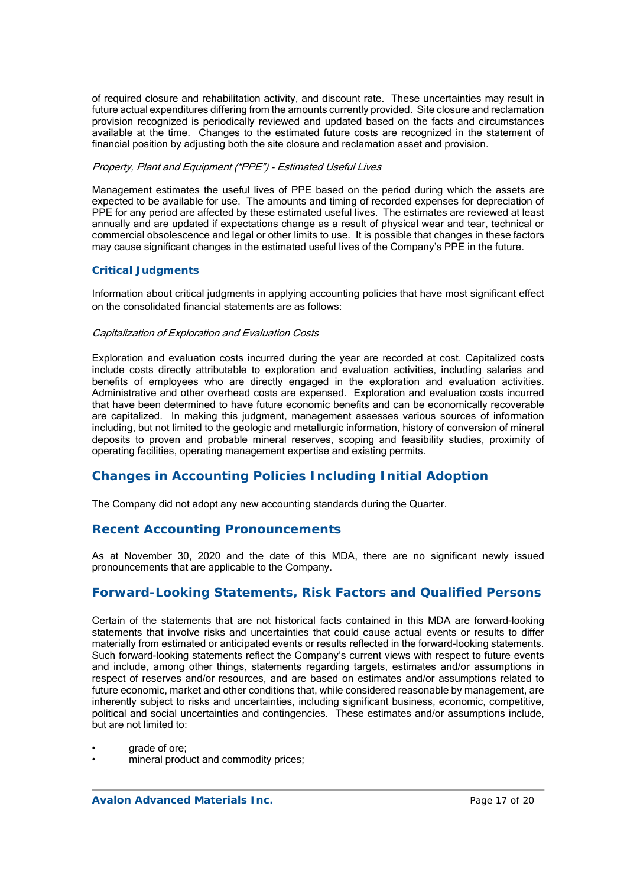of required closure and rehabilitation activity, and discount rate. These uncertainties may result in future actual expenditures differing from the amounts currently provided. Site closure and reclamation provision recognized is periodically reviewed and updated based on the facts and circumstances available at the time. Changes to the estimated future costs are recognized in the statement of financial position by adjusting both the site closure and reclamation asset and provision.

*Property, Plant and Equipment ("PPE") - Estimated Useful Lives*

Management estimates the useful lives of PPE based on the period during which the assets are expected to be available for use. The amounts and timing of recorded expenses for depreciation of PPE for any period are affected by these estimated useful lives. The estimates are reviewed at least annually and are updated if expectations change as a result of physical wear and tear, technical or commercial obsolescence and legal or other limits to use. It is possible that changes in these factors may cause significant changes in the estimated useful lives of the Company's PPE in the future.

### Critical Judgments

Information about critical judgments in applying accounting policies that have most significant effect on the consolidated financial statements are as follows:

*Capitalization of Exploration and Evaluation Costs*

Exploration and evaluation costs incurred during the year are recorded at cost. Capitalized costs include costs directly attributable to exploration and evaluation activities, including salaries and benefits of employees who are directly engaged in the exploration and evaluation activities. Administrative and other overhead costs are expensed. Exploration and evaluation costs incurred that have been determined to have future economic benefits and can be economically recoverable are capitalized. In making this judgment, management assesses various sources of information including, but not limited to the geologic and metallurgic information, history of conversion of mineral deposits to proven and probable mineral reserves, scoping and feasibility studies, proximity of operating facilities, operating management expertise and existing permits.

## Changes in Accounting Policies Including Initial Adoption

The Company did not adopt any new accounting standards during the Quarter.

## Recent Accounting Pronouncements

As at November 30, 2020 and the date of this MDA, there are no significant newly issued pronouncements that are applicable to the Company.

## Forward-Looking Statements, Risk Factors and Qualified Persons

Certain of the statements that are not historical facts contained in this MDA are forward-looking statements that involve risks and uncertainties that could cause actual events or results to differ materially from estimated or anticipated events or results reflected in the forward-looking statements. Such forward-looking statements reflect the Company's current views with respect to future events and include, among other things, statements regarding targets, estimates and/or assumptions in respect of reserves and/or resources, and are based on estimates and/or assumptions related to future economic, market and other conditions that, while considered reasonable by management, are inherently subject to risks and uncertainties, including significant business, economic, competitive, political and social uncertainties and contingencies. These estimates and/or assumptions include, but are not limited to:

- grade of ore;
- mineral product and commodity prices;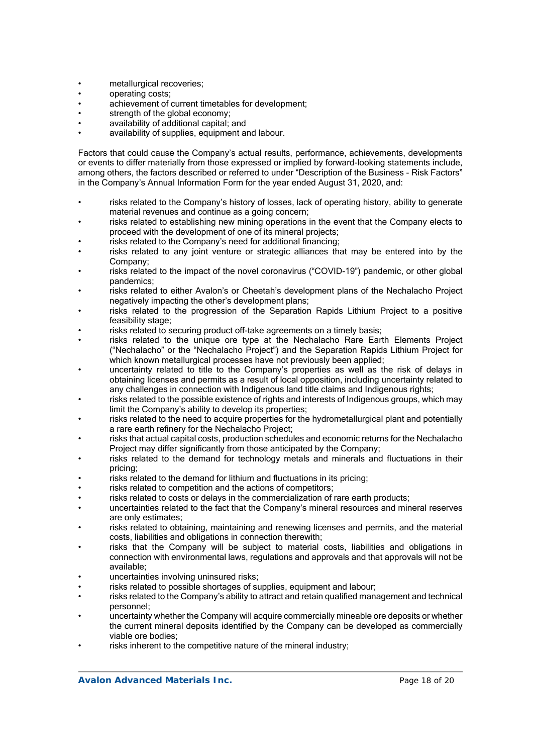- metallurgical recoveries;
- operating costs;
- achievement of current timetables for development;
- strength of the global economy;
- availability of additional capital; and
- availability of supplies, equipment and labour.

Factors that could cause the Company's actual results, performance, achievements, developments or events to differ materially from those expressed or implied by forward-looking statements include, among others, the factors described or referred to under "Description of the Business - Risk Factors" in the Company's Annual Information Form for the year ended August 31, 2020, and:

- risks related to the Company's history of losses, lack of operating history, ability to generate material revenues and continue as a going concern;
- risks related to establishing new mining operations in the event that the Company elects to proceed with the development of one of its mineral projects;
- risks related to the Company's need for additional financing;
- risks related to any joint venture or strategic alliances that may be entered into by the Company;
- risks related to the impact of the novel coronavirus ("COVID-19") pandemic, or other global pandemics;
- risks related to either Avalon's or Cheetah's development plans of the Nechalacho Project negatively impacting the other's development plans;
- risks related to the progression of the Separation Rapids Lithium Project to a positive feasibility stage;
- risks related to securing product off-take agreements on a timely basis;
- risks related to the unique ore type at the Nechalacho Rare Earth Elements Project ("Nechalacho" or the "Nechalacho Project") and the Separation Rapids Lithium Project for which known metallurgical processes have not previously been applied;
- uncertainty related to title to the Company's properties as well as the risk of delays in obtaining licenses and permits as a result of local opposition, including uncertainty related to any challenges in connection with Indigenous land title claims and Indigenous rights;
- risks related to the possible existence of rights and interests of Indigenous groups, which may limit the Company's ability to develop its properties;
- risks related to the need to acquire properties for the hydrometallurgical plant and potentially a rare earth refinery for the Nechalacho Project;
- risks that actual capital costs, production schedules and economic returns for the Nechalacho Project may differ significantly from those anticipated by the Company;
- risks related to the demand for technology metals and minerals and fluctuations in their pricing;
- risks related to the demand for lithium and fluctuations in its pricing;
- risks related to competition and the actions of competitors;
- risks related to costs or delays in the commercialization of rare earth products;
- uncertainties related to the fact that the Company's mineral resources and mineral reserves are only estimates;
- risks related to obtaining, maintaining and renewing licenses and permits, and the material costs, liabilities and obligations in connection therewith;
- risks that the Company will be subject to material costs, liabilities and obligations in connection with environmental laws, regulations and approvals and that approvals will not be available;
- uncertainties involving uninsured risks;
- risks related to possible shortages of supplies, equipment and labour;
- risks related to the Company's ability to attract and retain qualified management and technical personnel;
- uncertainty whether the Company will acquire commercially mineable ore deposits or whether the current mineral deposits identified by the Company can be developed as commercially viable ore bodies;
- risks inherent to the competitive nature of the mineral industry;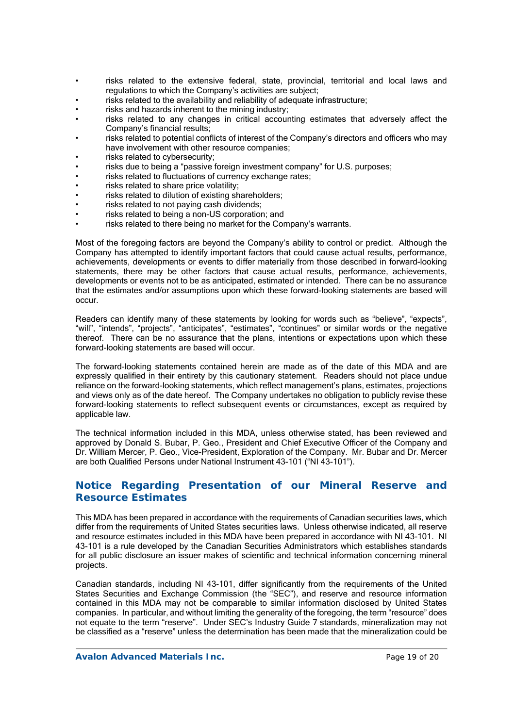- risks related to the extensive federal, state, provincial, territorial and local laws and regulations to which the Company's activities are subject;
- risks related to the availability and reliability of adequate infrastructure;
- risks and hazards inherent to the mining industry;
- risks related to any changes in critical accounting estimates that adversely affect the Company's financial results;
- risks related to potential conflicts of interest of the Company's directors and officers who may have involvement with other resource companies;
- risks related to cybersecurity;
- risks due to being a "passive foreign investment company" for U.S. purposes;
- risks related to fluctuations of currency exchange rates;
- risks related to share price volatility;
- risks related to dilution of existing shareholders;
- risks related to not paying cash dividends;
- risks related to being a non-US corporation; and
- risks related to there being no market for the Company's warrants.

Most of the foregoing factors are beyond the Company's ability to control or predict. Although the Company has attempted to identify important factors that could cause actual results, performance, achievements, developments or events to differ materially from those described in forward-looking statements, there may be other factors that cause actual results, performance, achievements, developments or events not to be as anticipated, estimated or intended. There can be no assurance that the estimates and/or assumptions upon which these forward-looking statements are based will occur.

Readers can identify many of these statements by looking for words such as "believe", "expects", "will", "intends", "projects", "anticipates", "estimates", "continues" or similar words or the negative thereof. There can be no assurance that the plans, intentions or expectations upon which these forward-looking statements are based will occur.

The forward-looking statements contained herein are made as of the date of this MDA and are expressly qualified in their entirety by this cautionary statement. Readers should not place undue reliance on the forward-looking statements, which reflect management's plans, estimates, projections and views only as of the date hereof. The Company undertakes no obligation to publicly revise these forward-looking statements to reflect subsequent events or circumstances, except as required by applicable law.

The technical information included in this MDA, unless otherwise stated, has been reviewed and approved by Donald S. Bubar, P. Geo., President and Chief Executive Officer of the Company and Dr. William Mercer, P. Geo., Vice-President, Exploration of the Company. Mr. Bubar and Dr. Mercer are both Qualified Persons under National Instrument 43-101 ("NI 43-101").

## Notice Regarding Presentation of our Mineral Reserve and Resource Estimates

This MDA has been prepared in accordance with the requirements of Canadian securities laws, which differ from the requirements of United States securities laws. Unless otherwise indicated, all reserve and resource estimates included in this MDA have been prepared in accordance with NI 43-101. NI 43-101 is a rule developed by the Canadian Securities Administrators which establishes standards for all public disclosure an issuer makes of scientific and technical information concerning mineral projects.

Canadian standards, including NI 43-101, differ significantly from the requirements of the United States Securities and Exchange Commission (the "SEC"), and reserve and resource information contained in this MDA may not be comparable to similar information disclosed by United States companies. In particular, and without limiting the generality of the foregoing, the term "resource" does not equate to the term "reserve". Under SEC's Industry Guide 7 standards, mineralization may not be classified as a "reserve" unless the determination has been made that the mineralization could be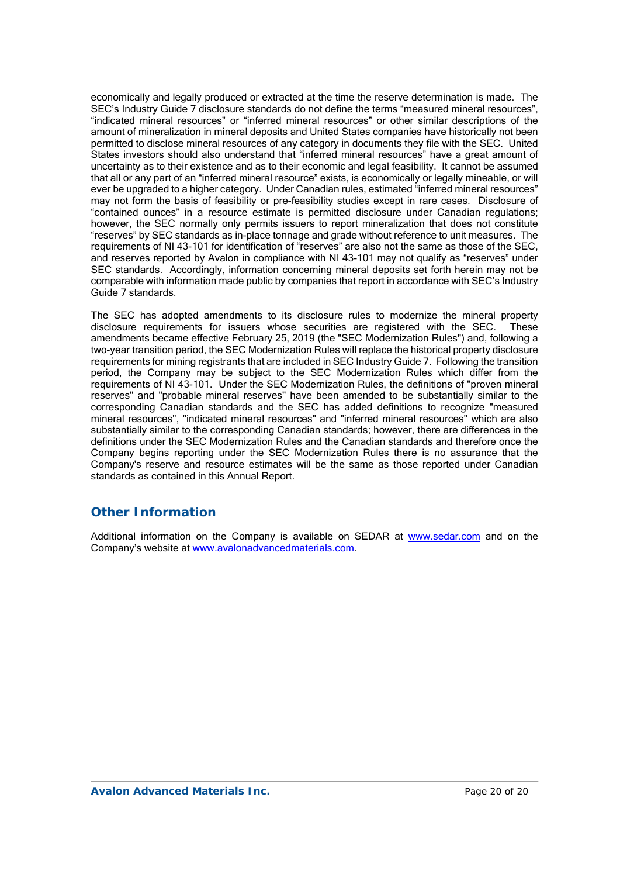economically and legally produced or extracted at the time the reserve determination is made. The SEC's Industry Guide 7 disclosure standards do not define the terms "measured mineral resources", "indicated mineral resources" or "inferred mineral resources" or other similar descriptions of the amount of mineralization in mineral deposits and United States companies have historically not been permitted to disclose mineral resources of any category in documents they file with the SEC. United States investors should also understand that "inferred mineral resources" have a great amount of uncertainty as to their existence and as to their economic and legal feasibility. It cannot be assumed that all or any part of an "inferred mineral resource" exists, is economically or legally mineable, or will ever be upgraded to a higher category. Under Canadian rules, estimated "inferred mineral resources" may not form the basis of feasibility or pre-feasibility studies except in rare cases. Disclosure of "contained ounces" in a resource estimate is permitted disclosure under Canadian regulations; however, the SEC normally only permits issuers to report mineralization that does not constitute "reserves" by SEC standards as in-place tonnage and grade without reference to unit measures. The requirements of NI 43-101 for identification of "reserves" are also not the same as those of the SEC, and reserves reported by Avalon in compliance with NI 43-101 may not qualify as "reserves" under SEC standards. Accordingly, information concerning mineral deposits set forth herein may not be comparable with information made public by companies that report in accordance with SEC's Industry Guide 7 standards.

The SEC has adopted amendments to its disclosure rules to modernize the mineral property disclosure requirements for issuers whose securities are registered with the SEC. These amendments became effective February 25, 2019 (the "SEC Modernization Rules") and, following a two-year transition period, the SEC Modernization Rules will replace the historical property disclosure requirements for mining registrants that are included in SEC Industry Guide 7. Following the transition period, the Company may be subject to the SEC Modernization Rules which differ from the requirements of NI 43-101. Under the SEC Modernization Rules, the definitions of "proven mineral reserves" and "probable mineral reserves" have been amended to be substantially similar to the corresponding Canadian standards and the SEC has added definitions to recognize "measured mineral resources", "indicated mineral resources" and "inferred mineral resources" which are also substantially similar to the corresponding Canadian standards; however, there are differences in the definitions under the SEC Modernization Rules and the Canadian standards and therefore once the Company begins reporting under the SEC Modernization Rules there is no assurance that the Company's reserve and resource estimates will be the same as those reported under Canadian standards as contained in this Annual Report.

## Other Information

Additional information on the Company is available on SEDAR at www.sedar.com and on the Company's website at www.avalonadvancedmaterials.com.